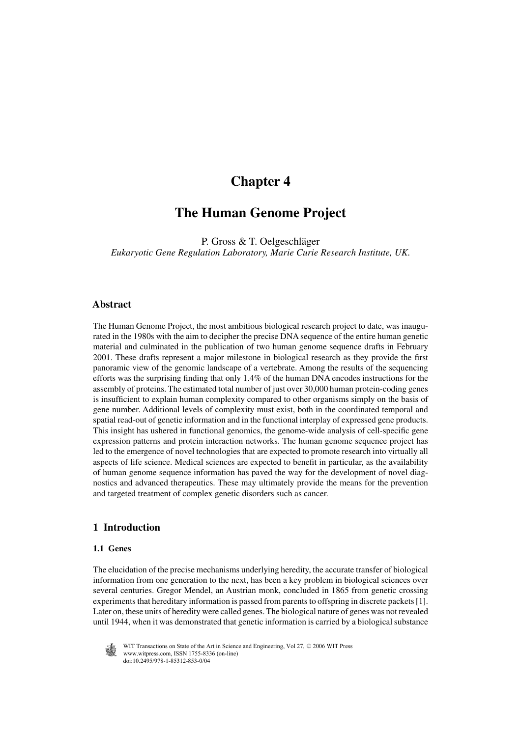# Chapter 4

# The Human Genome Project

P. Gross & T. Oelgeschläger

*Eukaryotic Gene Regulation Laboratory, Marie Curie Research Institute, UK.*

## Abstract

The Human Genome Project, the most ambitious biological research project to date, was inaugurated in the 1980s with the aim to decipher the precise DNA sequence of the entire human genetic material and culminated in the publication of two human genome sequence drafts in February 2001. These drafts represent a major milestone in biological research as they provide the first panoramic view of the genomic landscape of a vertebrate. Among the results of the sequencing efforts was the surprising finding that only 1.4% of the human DNA encodes instructions for the assembly of proteins. The estimated total number of just over 30,000 human protein-coding genes is insufficient to explain human complexity compared to other organisms simply on the basis of gene number. Additional levels of complexity must exist, both in the coordinated temporal and spatial read-out of genetic information and in the functional interplay of expressed gene products. This insight has ushered in functional genomics, the genome-wide analysis of cell-specific gene expression patterns and protein interaction networks. The human genome sequence project has led to the emergence of novel technologies that are expected to promote research into virtually all aspects of life science. Medical sciences are expected to benefit in particular, as the availability of human genome sequence information has paved the way for the development of novel diagnostics and advanced therapeutics. These may ultimately provide the means for the prevention and targeted treatment of complex genetic disorders such as cancer.

## 1 Introduction

### 1.1 Genes

The elucidation of the precise mechanisms underlying heredity, the accurate transfer of biological information from one generation to the next, has been a key problem in biological sciences over several centuries. Gregor Mendel, an Austrian monk, concluded in 1865 from genetic crossing experiments that hereditary information is passed from parents to offspring in discrete packets [1]. Later on, these units of heredity were called genes. The biological nature of genes was not revealed until 1944, when it was demonstrated that genetic information is carried by a biological substance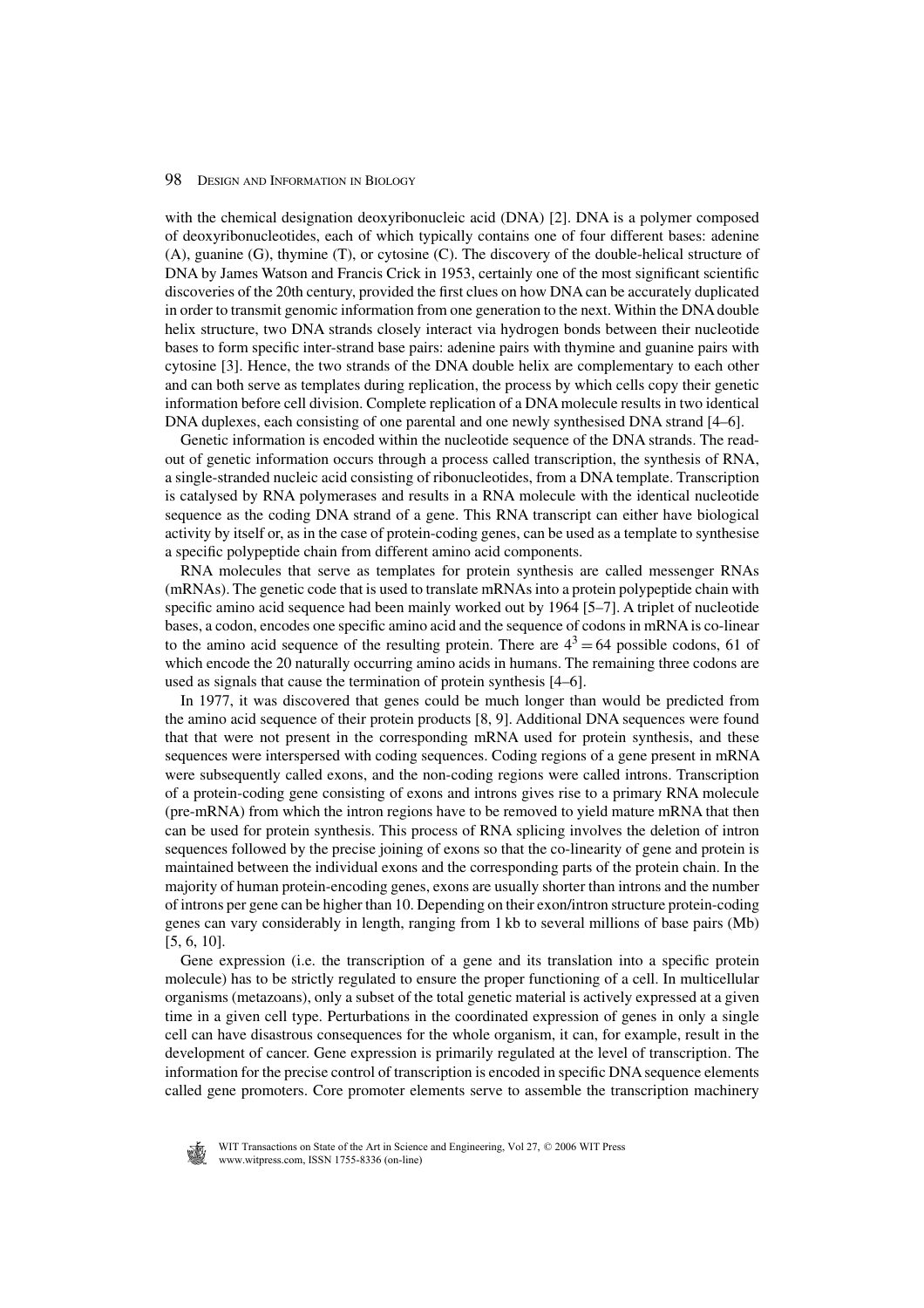with the chemical designation deoxyribonucleic acid (DNA) [2]. DNA is a polymer composed of deoxyribonucleotides, each of which typically contains one of four different bases: adenine (A), guanine (G), thymine (T), or cytosine (C). The discovery of the double-helical structure of DNA by James Watson and Francis Crick in 1953, certainly one of the most significant scientific discoveries of the 20th century, provided the first clues on how DNA can be accurately duplicated in order to transmit genomic information from one generation to the next. Within the DNA double helix structure, two DNA strands closely interact via hydrogen bonds between their nucleotide bases to form specific inter-strand base pairs: adenine pairs with thymine and guanine pairs with cytosine [3]. Hence, the two strands of the DNA double helix are complementary to each other and can both serve as templates during replication, the process by which cells copy their genetic information before cell division. Complete replication of a DNA molecule results in two identical DNA duplexes, each consisting of one parental and one newly synthesised DNA strand [4–6].

Genetic information is encoded within the nucleotide sequence of the DNA strands. The read-out of genetic information occurs through a process called transcription, the synthesis of RNA, a single-stranded nucleic acid consisting of ribonucleotides, from a DNA template. Transcription is catalysed by RNA polymerases and results in a RNA molecule with the identical nucleotide sequence as the coding DNA strand of a gene. This RNA transcript can either have biological activity by itself or, as in the case of protein-coding genes, can be used as a template to synthesise a specific polypeptide chain from different amino acid components.

RNA molecules that serve as templates for protein synthesis are called messenger RNAs (mRNAs). The genetic code that is used to translate mRNAs into a protein polypeptide chain with specific amino acid sequence had been mainly worked out by 1964 [5–7]. A triplet of nucleotide bases, a codon, encodes one specific amino acid and the sequence of codons in mRNA is co-linear to the amino acid sequence of the resulting protein. There are $4^3 = 64$ possible codons, 61 of which encode the 20 naturally occurring amino acids in humans. The remaining three codons are used as signals that cause the termination of protein synthesis [4–6].

In 1977, it was discovered that genes could be much longer than would be predicted from the amino acid sequence of their protein products [8, 9]. Additional DNA sequences were found that that were not present in the corresponding mRNA used for protein synthesis, and these sequences were interspersed with coding sequences. Coding regions of a gene present in mRNA were subsequently called exons, and the non-coding regions were called introns. Transcription of a protein-coding gene consisting of exons and introns gives rise to a primary RNA molecule (pre-mRNA) from which the intron regions have to be removed to yield mature mRNA that then can be used for protein synthesis. This process of RNA splicing involves the deletion of intron sequences followed by the precise joining of exons so that the co-linearity of gene and protein is maintained between the individual exons and the corresponding parts of the protein chain. In the majority of human protein-encoding genes, exons are usually shorter than introns and the number of introns per gene can be higher than 10. Depending on their exon/intron structure protein-coding genes can vary considerably in length, ranging from 1 kb to several millions of base pairs (Mb) [5, 6, 10].

Gene expression (i.e. the transcription of a gene and its translation into a specific protein molecule) has to be strictly regulated to ensure the proper functioning of a cell. In multicellular organisms (metazoans), only a subset of the total genetic material is actively expressed at a given time in a given cell type. Perturbations in the coordinated expression of genes in only a single cell can have disastrous consequences for the whole organism, it can, for example, result in the development of cancer. Gene expression is primarily regulated at the level of transcription. The information for the precise control of transcription is encoded in specific DNA sequence elements called gene promoters. Core promoter elements serve to assemble the transcription machinery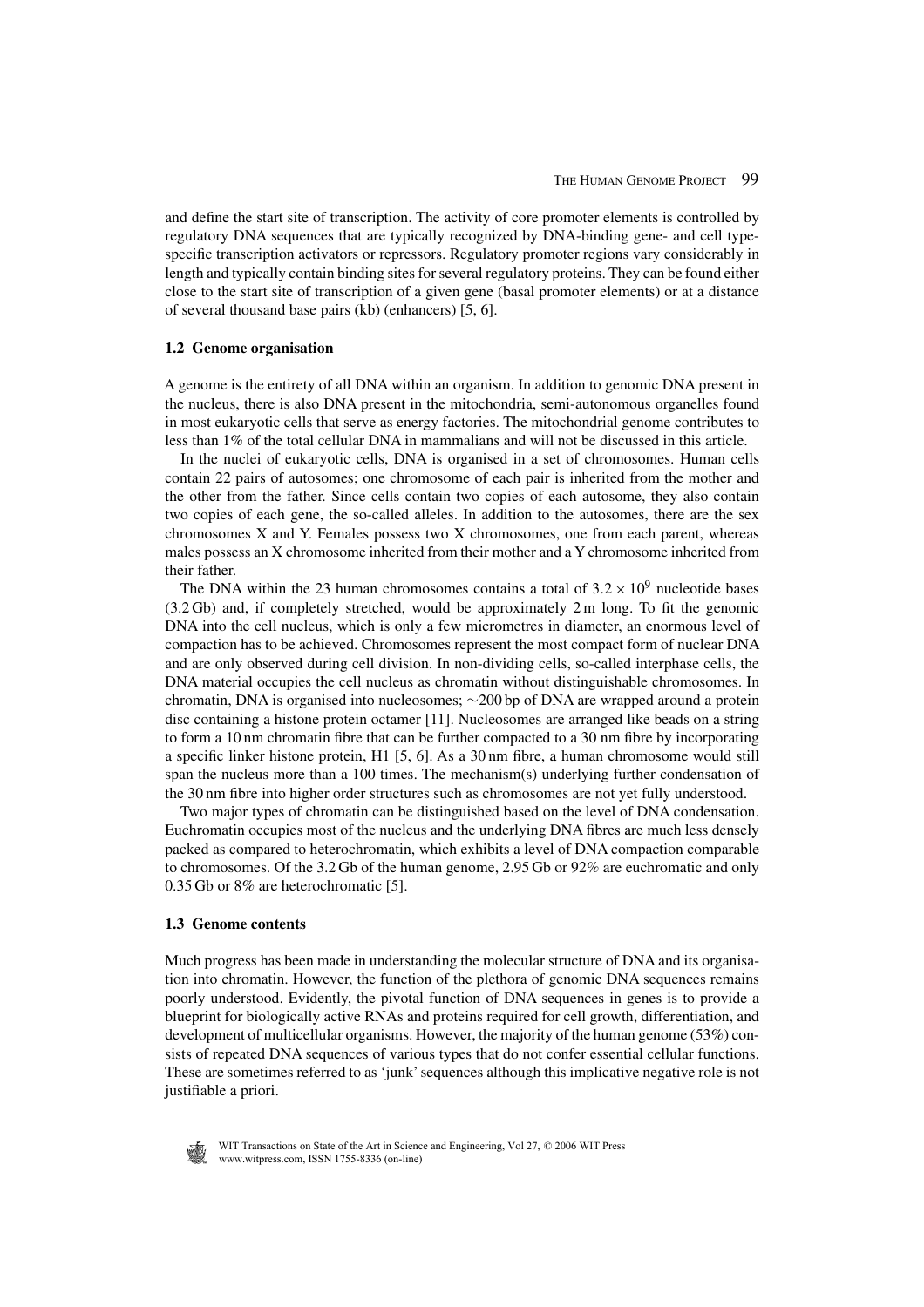and define the start site of transcription. The activity of core promoter elements is controlled by regulatory DNA sequences that are typically recognized by DNA-binding gene- and cell type-specific transcription activators or repressors. Regulatory promoter regions vary considerably in length and typically contain binding sites for several regulatory proteins. They can be found either close to the start site of transcription of a given gene (basal promoter elements) or at a distance of several thousand base pairs (kb) (enhancers) [5, 6].

### 1.2 Genome organisation

A genome is the entirety of all DNA within an organism. In addition to genomic DNA present in the nucleus, there is also DNA present in the mitochondria, semi-autonomous organelles found in most eukaryotic cells that serve as energy factories. The mitochondrial genome contributes to less than 1% of the total cellular DNA in mammalians and will not be discussed in this article.

In the nuclei of eukaryotic cells, DNA is organised in a set of chromosomes. Human cells contain 22 pairs of autosomes; one chromosome of each pair is inherited from the mother and the other from the father. Since cells contain two copies of each autosome, they also contain two copies of each gene, the so-called alleles. In addition to the autosomes, there are the sex chromosomes X and Y. Females possess two X chromosomes, one from each parent, whereas males possess an X chromosome inherited from their mother and a Y chromosome inherited from their father.

The DNA within the 23 human chromosomes contains a total of $3.2 \times 10^9$ nucleotide bases (3.2 Gb) and, if completely stretched, would be approximately 2 m long. To fit the genomic DNA into the cell nucleus, which is only a few micrometres in diameter, an enormous level of compaction has to be achieved. Chromosomes represent the most compact form of nuclear DNA and are only observed during cell division. In non-dividing cells, so-called interphase cells, the DNA material occupies the cell nucleus as chromatin without distinguishable chromosomes. In chromatin, DNA is organised into nucleosomes; $\sim$200 bp of DNA are wrapped around a protein disc containing a histone protein octamer [11]. Nucleosomes are arranged like beads on a string to form a 10 nm chromatin fibre that can be further compacted to a 30 nm fibre by incorporating a specific linker histone protein, H1 [5, 6]. As a 30 nm fibre, a human chromosome would still span the nucleus more than a 100 times. The mechanism(s) underlying further condensation of the 30 nm fibre into higher order structures such as chromosomes are not yet fully understood.

Two major types of chromatin can be distinguished based on the level of DNA condensation. Euchromatin occupies most of the nucleus and the underlying DNA fibres are much less densely packed as compared to heterochromatin, which exhibits a level of DNA compaction comparable to chromosomes. Of the 3.2 Gb of the human genome, 2.95 Gb or 92% are euchromatic and only 0.35 Gb or 8% are heterochromatic [5].

### 1.3 Genome contents

Much progress has been made in understanding the molecular structure of DNA and its organisation into chromatin. However, the function of the plethora of genomic DNA sequences remains poorly understood. Evidently, the pivotal function of DNA sequences in genes is to provide a blueprint for biologically active RNAs and proteins required for cell growth, differentiation, and development of multicellular organisms. However, the majority of the human genome (53%) consists of repeated DNA sequences of various types that do not confer essential cellular functions. These are sometimes referred to as 'junk' sequences although this implicative negative role is not justifiable a priori.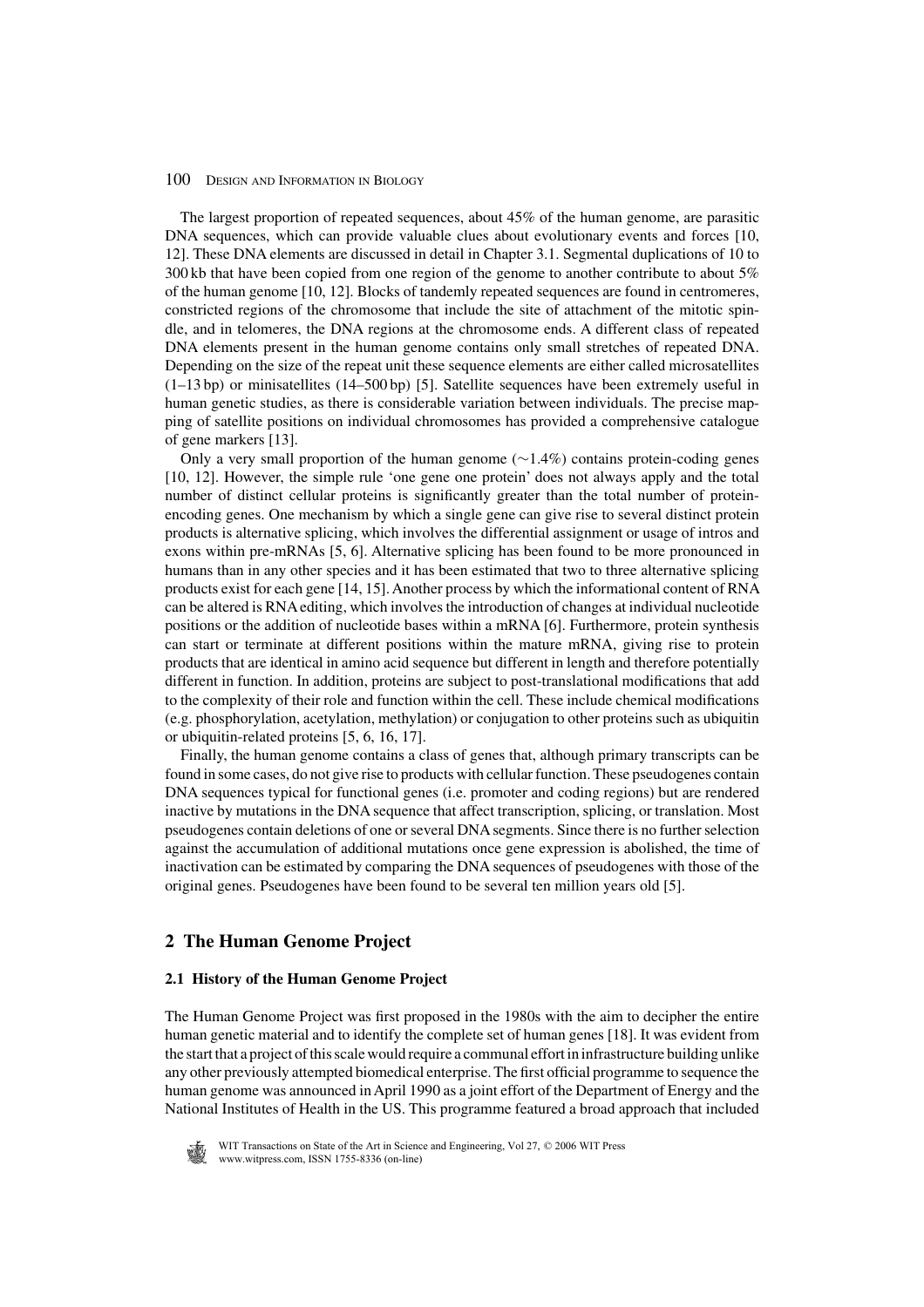The largest proportion of repeated sequences, about 45% of the human genome, are parasitic DNA sequences, which can provide valuable clues about evolutionary events and forces [10, 12]. These DNA elements are discussed in detail in Chapter 3.1. Segmental duplications of 10 to 300 kb that have been copied from one region of the genome to another contribute to about 5% of the human genome [10, 12]. Blocks of tandemly repeated sequences are found in centromeres, constricted regions of the chromosome that include the site of attachment of the mitotic spindle, and in telomeres, the DNA regions at the chromosome ends. A different class of repeated DNA elements present in the human genome contains only small stretches of repeated DNA. Depending on the size of the repeat unit these sequence elements are either called microsatellites (1–13 bp) or minisatellites (14–500 bp) [5]. Satellite sequences have been extremely useful in human genetic studies, as there is considerable variation between individuals. The precise mapping of satellite positions on individual chromosomes has provided a comprehensive catalogue of gene markers [13].

Only a very small proportion of the human genome (~1.4%) contains protein-coding genes [10, 12]. However, the simple rule 'one gene one protein' does not always apply and the total number of distinct cellular proteins is significantly greater than the total number of protein-encoding genes. One mechanism by which a single gene can give rise to several distinct protein products is alternative splicing, which involves the differential assignment or usage of intros and exons within pre-mRNAs [5, 6]. Alternative splicing has been found to be more pronounced in humans than in any other species and it has been estimated that two to three alternative splicing products exist for each gene [14, 15]. Another process by which the informational content of RNA can be altered is RNA editing, which involves the introduction of changes at individual nucleotide positions or the addition of nucleotide bases within a mRNA [6]. Furthermore, protein synthesis can start or terminate at different positions within the mature mRNA, giving rise to protein products that are identical in amino acid sequence but different in length and therefore potentially different in function. In addition, proteins are subject to post-translational modifications that add to the complexity of their role and function within the cell. These include chemical modifications (e.g. phosphorylation, acetylation, methylation) or conjugation to other proteins such as ubiquitin or ubiquitin-related proteins [5, 6, 16, 17].

Finally, the human genome contains a class of genes that, although primary transcripts can be found in some cases, do not give rise to products with cellular function. These pseudogenes contain DNA sequences typical for functional genes (i.e. promoter and coding regions) but are rendered inactive by mutations in the DNA sequence that affect transcription, splicing, or translation. Most pseudogenes contain deletions of one or several DNA segments. Since there is no further selection against the accumulation of additional mutations once gene expression is abolished, the time of inactivation can be estimated by comparing the DNA sequences of pseudogenes with those of the original genes. Pseudogenes have been found to be several ten million years old [5].

## 2 The Human Genome Project

### 2.1 History of the Human Genome Project

The Human Genome Project was first proposed in the 1980s with the aim to decipher the entire human genetic material and to identify the complete set of human genes [18]. It was evident from the start that a project of this scale would require a communal effort in infrastructure building unlike any other previously attempted biomedical enterprise. The first official programme to sequence the human genome was announced in April 1990 as a joint effort of the Department of Energy and the National Institutes of Health in the US. This programme featured a broad approach that included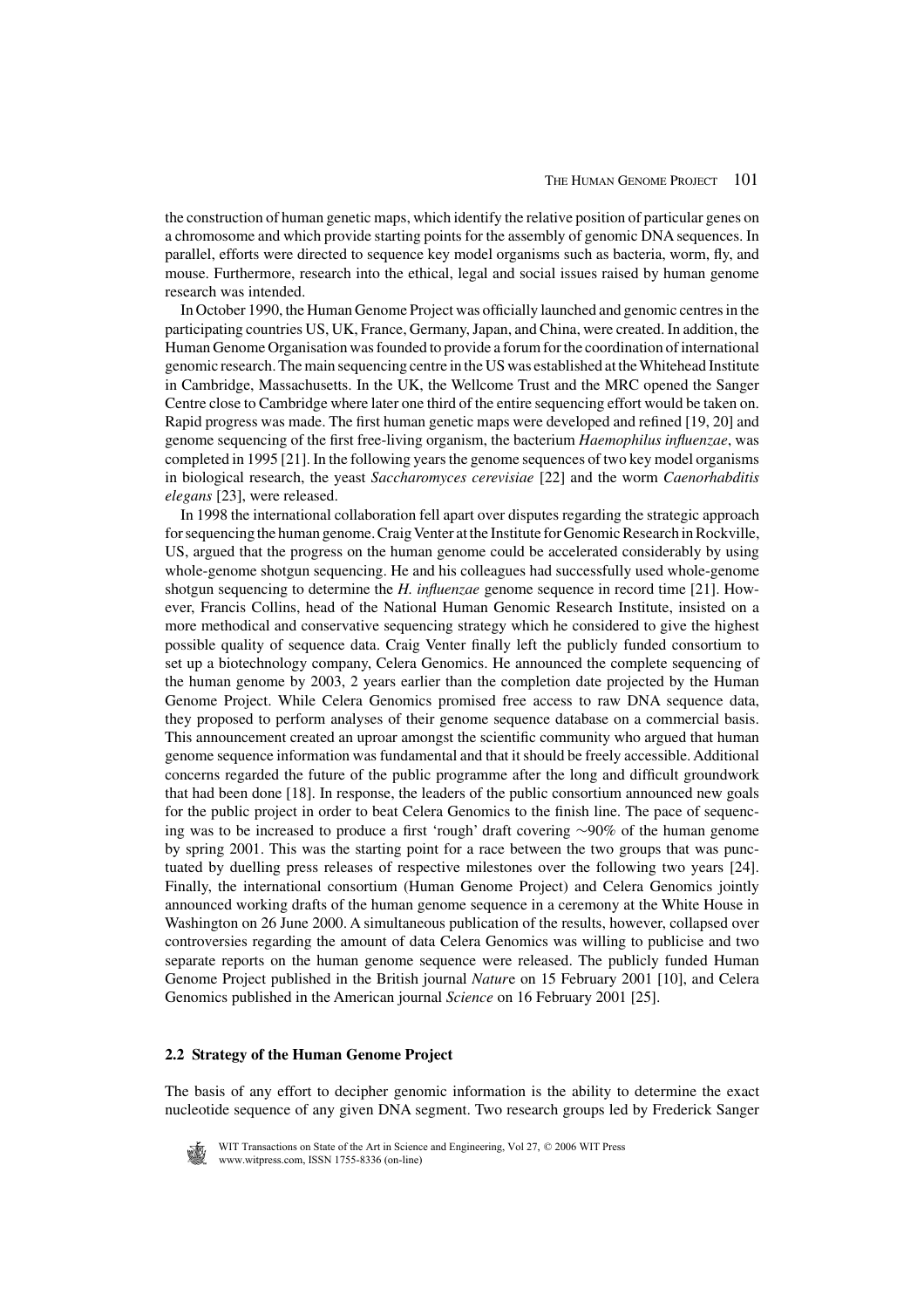the construction of human genetic maps, which identify the relative position of particular genes on a chromosome and which provide starting points for the assembly of genomic DNA sequences. In parallel, efforts were directed to sequence key model organisms such as bacteria, worm, fly, and mouse. Furthermore, research into the ethical, legal and social issues raised by human genome research was intended.

In October 1990, the Human Genome Project was officially launched and genomic centres in the participating countries US, UK, France, Germany, Japan, and China, were created. In addition, the Human Genome Organisation was founded to provide a forum for the coordination of international genomic research. The main sequencing centre in the US was established at the Whitehead Institute in Cambridge, Massachusetts. In the UK, the Wellcome Trust and the MRC opened the Sanger Centre close to Cambridge where later one third of the entire sequencing effort would be taken on. Rapid progress was made. The first human genetic maps were developed and refined [19, 20] and genome sequencing of the first free-living organism, the bacterium *Haemophilus influenzae*, was completed in 1995 [21]. In the following years the genome sequences of two key model organisms in biological research, the yeast *Saccharomyces cerevisiae* [22] and the worm *Caenorhabditis elegans* [23], were released.

In 1998 the international collaboration fell apart over disputes regarding the strategic approach for sequencing the human genome. Craig Venter at the Institute for Genomic Research in Rockville, US, argued that the progress on the human genome could be accelerated considerably by using whole-genome shotgun sequencing. He and his colleagues had successfully used whole-genome shotgun sequencing to determine the *H. influenzae* genome sequence in record time [21]. However, Francis Collins, head of the National Human Genomic Research Institute, insisted on a more methodical and conservative sequencing strategy which he considered to give the highest possible quality of sequence data. Craig Venter finally left the publicly funded consortium to set up a biotechnology company, Celera Genomics. He announced the complete sequencing of the human genome by 2003, 2 years earlier than the completion date projected by the Human Genome Project. While Celera Genomics promised free access to raw DNA sequence data, they proposed to perform analyses of their genome sequence database on a commercial basis. This announcement created an uproar amongst the scientific community who argued that human genome sequence information was fundamental and that it should be freely accessible. Additional concerns regarded the future of the public programme after the long and difficult groundwork that had been done [18]. In response, the leaders of the public consortium announced new goals for the public project in order to beat Celera Genomics to the finish line. The pace of sequencing was to be increased to produce a first 'rough' draft covering ~90% of the human genome by spring 2001. This was the starting point for a race between the two groups that was punctuated by duelling press releases of respective milestones over the following two years [24]. Finally, the international consortium (Human Genome Project) and Celera Genomics jointly announced working drafts of the human genome sequence in a ceremony at the White House in Washington on 26 June 2000. A simultaneous publication of the results, however, collapsed over controversies regarding the amount of data Celera Genomics was willing to publicise and two separate reports on the human genome sequence were released. The publicly funded Human Genome Project published in the British journal *Nature* on 15 February 2001 [10], and Celera Genomics published in the American journal *Science* on 16 February 2001 [25].

### 2.2 Strategy of the Human Genome Project

The basis of any effort to decipher genomic information is the ability to determine the exact nucleotide sequence of any given DNA segment. Two research groups led by Frederick Sanger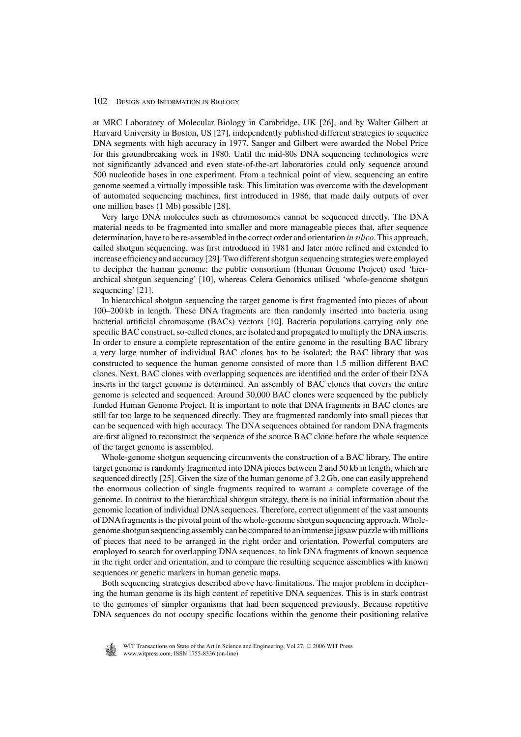at MRC Laboratory of Molecular Biology in Cambridge, UK [26], and by Walter Gilbert at Harvard University in Boston, US [27], independently published different strategies to sequence DNA segments with high accuracy in 1977. Sanger and Gilbert were awarded the Nobel Price for this groundbreaking work in 1980. Until the mid-80s DNA sequencing technologies were not significantly advanced and even state-of-the-art laboratories could only sequence around 500 nucleotide bases in one experiment. From a technical point of view, sequencing an entire genome seemed a virtually impossible task. This limitation was overcome with the development of automated sequencing machines, first introduced in 1986, that made daily outputs of over one million bases (1 Mb) possible [28].

Very large DNA molecules such as chromosomes cannot be sequenced directly. The DNA material needs to be fragmented into smaller and more manageable pieces that, after sequence determination, have to be re-assembled in the correct order and orientation *in silico*. This approach, called shotgun sequencing, was first introduced in 1981 and later more refined and extended to increase efficiency and accuracy [29]. Two different shotgun sequencing strategies were employed to decipher the human genome: the public consortium (Human Genome Project) used 'hierarchical shotgun sequencing' [10], whereas Celera Genomics utilised 'whole-genome shotgun sequencing' [21].

In hierarchical shotgun sequencing the target genome is first fragmented into pieces of about 100–200 kb in length. These DNA fragments are then randomly inserted into bacteria using bacterial artificial chromosome (BACs) vectors [10]. Bacteria populations carrying only one specific BAC construct, so-called clones, are isolated and propagated to multiply the DNA inserts. In order to ensure a complete representation of the entire genome in the resulting BAC library a very large number of individual BAC clones has to be isolated; the BAC library that was constructed to sequence the human genome consisted of more than 1.5 million different BAC clones. Next, BAC clones with overlapping sequences are identified and the order of their DNA inserts in the target genome is determined. An assembly of BAC clones that covers the entire genome is selected and sequenced. Around 30,000 BAC clones were sequenced by the publicly funded Human Genome Project. It is important to note that DNA fragments in BAC clones are still far too large to be sequenced directly. They are fragmented randomly into small pieces that can be sequenced with high accuracy. The DNA sequences obtained for random DNA fragments are first aligned to reconstruct the sequence of the source BAC clone before the whole sequence of the target genome is assembled.

Whole-genome shotgun sequencing circumvents the construction of a BAC library. The entire target genome is randomly fragmented into DNA pieces between 2 and 50 kb in length, which are sequenced directly [25]. Given the size of the human genome of 3.2 Gb, one can easily apprehend the enormous collection of single fragments required to warrant a complete coverage of the genome. In contrast to the hierarchical shotgun strategy, there is no initial information about the genomic location of individual DNA sequences. Therefore, correct alignment of the vast amounts of DNA fragments is the pivotal point of the whole-genome shotgun sequencing approach. Whole-genome shotgun sequencing assembly can be compared to an immense jigsaw puzzle with millions of pieces that need to be arranged in the right order and orientation. Powerful computers are employed to search for overlapping DNA sequences, to link DNA fragments of known sequence in the right order and orientation, and to compare the resulting sequence assemblies with known sequences or genetic markers in human genetic maps.

Both sequencing strategies described above have limitations. The major problem in deciphering the human genome is its high content of repetitive DNA sequences. This is in stark contrast to the genomes of simpler organisms that had been sequenced previously. Because repetitive DNA sequences do not occupy specific locations within the genome their positioning relative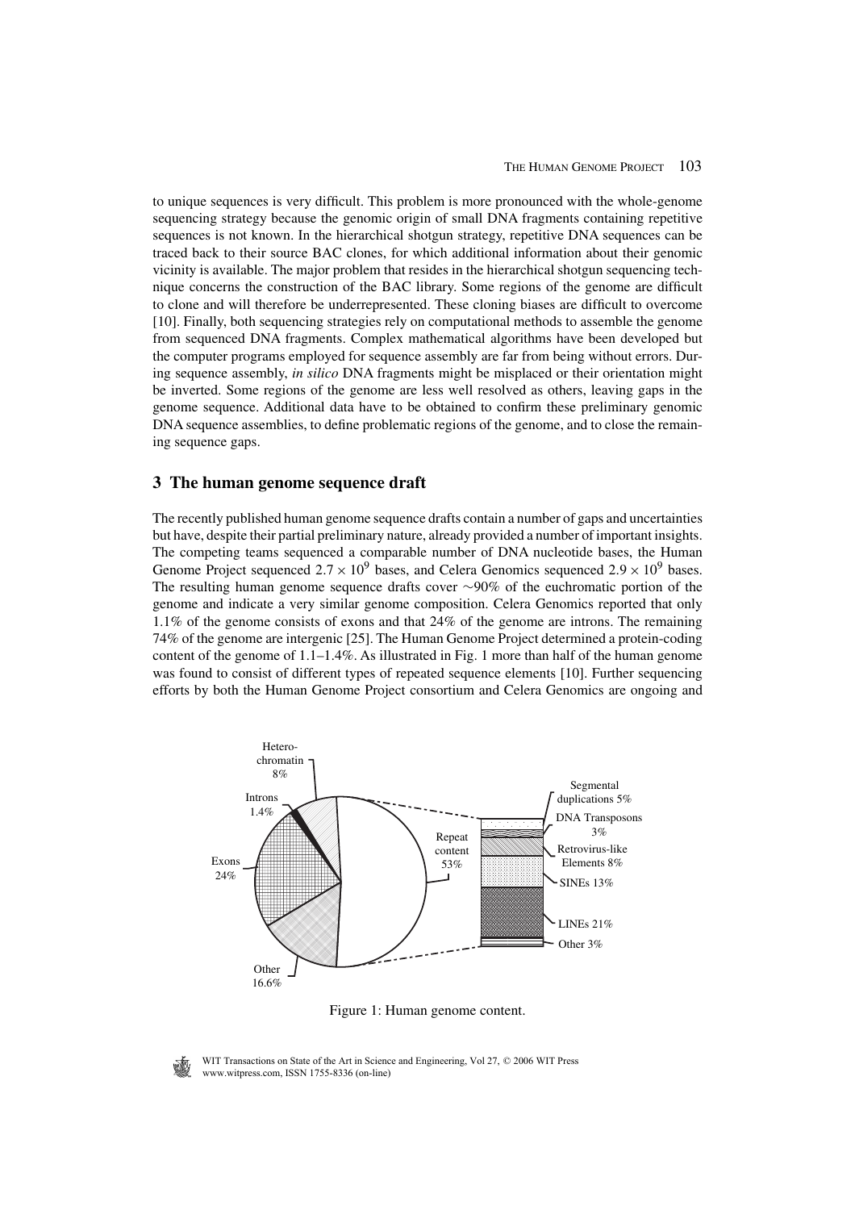to unique sequences is very difficult. This problem is more pronounced with the whole-genome sequencing strategy because the genomic origin of small DNA fragments containing repetitive sequences is not known. In the hierarchical shotgun strategy, repetitive DNA sequences can be traced back to their source BAC clones, for which additional information about their genomic vicinity is available. The major problem that resides in the hierarchical shotgun sequencing technique concerns the construction of the BAC library. Some regions of the genome are difficult to clone and will therefore be underrepresented. These cloning biases are difficult to overcome [10]. Finally, both sequencing strategies rely on computational methods to assemble the genome from sequenced DNA fragments. Complex mathematical algorithms have been developed but the computer programs employed for sequence assembly are far from being without errors. During sequence assembly, *in silico* DNA fragments might be misplaced or their orientation might be inverted. Some regions of the genome are less well resolved as others, leaving gaps in the genome sequence. Additional data have to be obtained to confirm these preliminary genomic DNA sequence assemblies, to define problematic regions of the genome, and to close the remaining sequence gaps.

## 3 The human genome sequence draft

The recently published human genome sequence drafts contain a number of gaps and uncertainties but have, despite their partial preliminary nature, already provided a number of important insights. The competing teams sequenced a comparable number of DNA nucleotide bases, the Human Genome Project sequenced $2.7 \times 10^9$ bases, and Celera Genomics sequenced $2.9 \times 10^9$ bases. The resulting human genome sequence drafts cover ~90% of the euchromatic portion of the genome and indicate a very similar genome composition. Celera Genomics reported that only 1.1% of the genome consists of exons and that 24% of the genome are introns. The remaining 74% of the genome are intergenic [25]. The Human Genome Project determined a protein-coding content of the genome of 1.1–1.4%. As illustrated in Fig. 1 more than half of the human genome was found to consist of different types of repeated sequence elements [10]. Further sequencing efforts by both the Human Genome Project consortium and Celera Genomics are ongoing and

Heterochromatin 8%; Introns 1.4%; Exons 24%; Other 16.6%; Repeat content 53%: Segmental duplications 5%, DNA Transposons 3%, Retrovirus-like Elements 8%, SINEs 13%, LINEs 21%, Other 3%

Figure 1: Human genome content.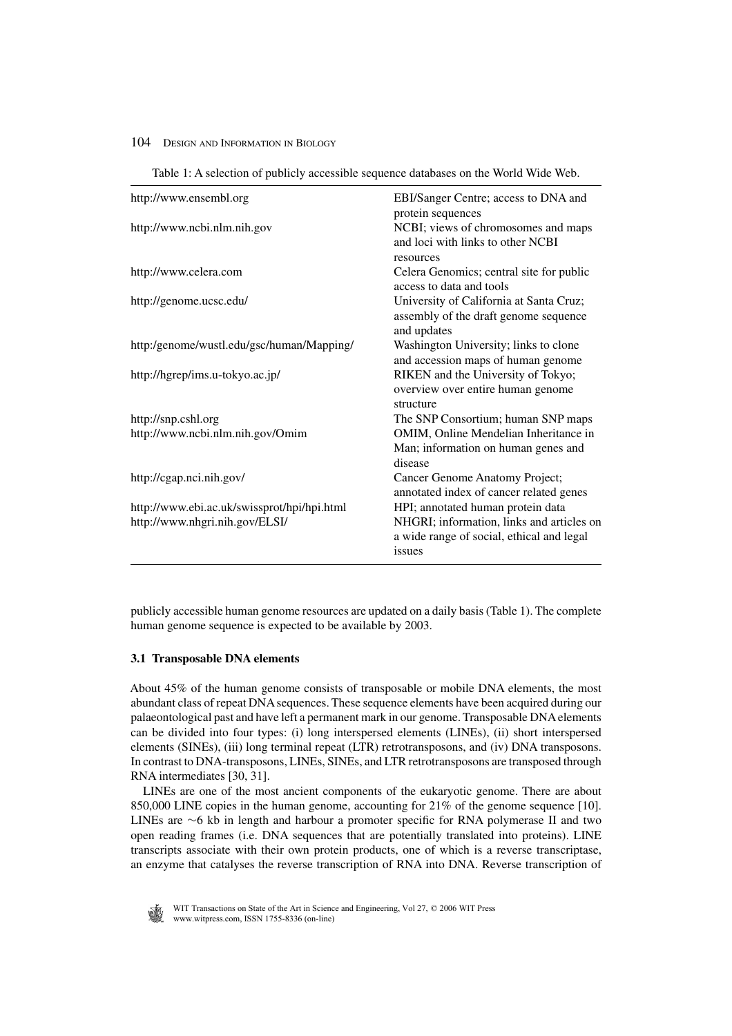Table 1: A selection of publicly accessible sequence databases on the World Wide Web.

| | |
|---|---|
| http://www.ensembl.org | EBI/Sanger Centre; access to DNA and protein sequences |
| http://www.ncbi.nlm.nih.gov | NCBI; views of chromosomes and maps and loci with links to other NCBI resources |
| http://www.celera.com | Celera Genomics; central site for public access to data and tools |
| http://genome.ucsc.edu/ | University of California at Santa Cruz; assembly of the draft genome sequence and updates |
| http:/genome/wustl.edu/gsc/human/Mapping/ | Washington University; links to clone and accession maps of human genome |
| http://hgrep/ims.u-tokyo.ac.jp/ | RIKEN and the University of Tokyo; overview over entire human genome structure |
| http://snp.cshl.org | The SNP Consortium; human SNP maps |
| http://www.ncbi.nlm.nih.gov/Omim | OMIM, Online Mendelian Inheritance in Man; information on human genes and disease |
| http://cgap.nci.nih.gov/ | Cancer Genome Anatomy Project; annotated index of cancer related genes |
| http://www.ebi.ac.uk/swissprot/hpi/hpi.html | HPI; annotated human protein data |
| http://www.nhgri.nih.gov/ELSI/ | NHGRI; information, links and articles on a wide range of social, ethical and legal issues |

publicly accessible human genome resources are updated on a daily basis (Table 1). The complete human genome sequence is expected to be available by 2003.

### 3.1 Transposable DNA elements

About 45% of the human genome consists of transposable or mobile DNA elements, the most abundant class of repeat DNA sequences. These sequence elements have been acquired during our palaeontological past and have left a permanent mark in our genome. Transposable DNA elements can be divided into four types: (i) long interspersed elements (LINEs), (ii) short interspersed elements (SINEs), (iii) long terminal repeat (LTR) retrotransposons, and (iv) DNA transposons. In contrast to DNA-transposons, LINEs, SINEs, and LTR retrotransposons are transposed through RNA intermediates [30, 31].

LINEs are one of the most ancient components of the eukaryotic genome. There are about 850,000 LINE copies in the human genome, accounting for 21% of the genome sequence [10]. LINEs are ∼6 kb in length and harbour a promoter specific for RNA polymerase II and two open reading frames (i.e. DNA sequences that are potentially translated into proteins). LINE transcripts associate with their own protein products, one of which is a reverse transcriptase, an enzyme that catalyses the reverse transcription of RNA into DNA. Reverse transcription of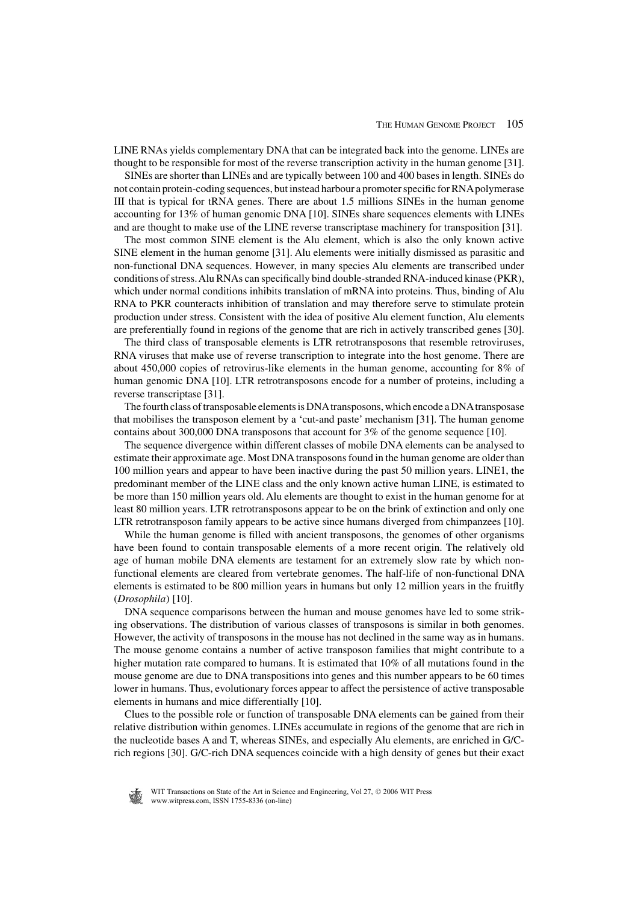LINE RNAs yields complementary DNA that can be integrated back into the genome. LINEs are thought to be responsible for most of the reverse transcription activity in the human genome [31].

SINEs are shorter than LINEs and are typically between 100 and 400 bases in length. SINEs do not contain protein-coding sequences, but instead harbour a promoter specific for RNA polymerase III that is typical for tRNA genes. There are about 1.5 millions SINEs in the human genome accounting for 13% of human genomic DNA [10]. SINEs share sequences elements with LINEs and are thought to make use of the LINE reverse transcriptase machinery for transposition [31].

The most common SINE element is the Alu element, which is also the only known active SINE element in the human genome [31]. Alu elements were initially dismissed as parasitic and non-functional DNA sequences. However, in many species Alu elements are transcribed under conditions of stress. Alu RNAs can specifically bind double-stranded RNA-induced kinase (PKR), which under normal conditions inhibits translation of mRNA into proteins. Thus, binding of Alu RNA to PKR counteracts inhibition of translation and may therefore serve to stimulate protein production under stress. Consistent with the idea of positive Alu element function, Alu elements are preferentially found in regions of the genome that are rich in actively transcribed genes [30].

The third class of transposable elements is LTR retrotransposons that resemble retroviruses, RNA viruses that make use of reverse transcription to integrate into the host genome. There are about 450,000 copies of retrovirus-like elements in the human genome, accounting for 8% of human genomic DNA [10]. LTR retrotransposons encode for a number of proteins, including a reverse transcriptase [31].

The fourth class of transposable elements is DNA transposons, which encode a DNA transposase that mobilises the transposon element by a 'cut-and paste' mechanism [31]. The human genome contains about 300,000 DNA transposons that account for 3% of the genome sequence [10].

The sequence divergence within different classes of mobile DNA elements can be analysed to estimate their approximate age. Most DNA transposons found in the human genome are older than 100 million years and appear to have been inactive during the past 50 million years. LINE1, the predominant member of the LINE class and the only known active human LINE, is estimated to be more than 150 million years old. Alu elements are thought to exist in the human genome for at least 80 million years. LTR retrotransposons appear to be on the brink of extinction and only one LTR retrotransposon family appears to be active since humans diverged from chimpanzees [10].

While the human genome is filled with ancient transposons, the genomes of other organisms have been found to contain transposable elements of a more recent origin. The relatively old age of human mobile DNA elements are testament for an extremely slow rate by which non-functional elements are cleared from vertebrate genomes. The half-life of non-functional DNA elements is estimated to be 800 million years in humans but only 12 million years in the fruitfly (*Drosophila*) [10].

DNA sequence comparisons between the human and mouse genomes have led to some striking observations. The distribution of various classes of transposons is similar in both genomes. However, the activity of transposons in the mouse has not declined in the same way as in humans. The mouse genome contains a number of active transposon families that might contribute to a higher mutation rate compared to humans. It is estimated that 10% of all mutations found in the mouse genome are due to DNA transpositions into genes and this number appears to be 60 times lower in humans. Thus, evolutionary forces appear to affect the persistence of active transposable elements in humans and mice differentially [10].

Clues to the possible role or function of transposable DNA elements can be gained from their relative distribution within genomes. LINEs accumulate in regions of the genome that are rich in the nucleotide bases A and T, whereas SINEs, and especially Alu elements, are enriched in G/C-rich regions [30]. G/C-rich DNA sequences coincide with a high density of genes but their exact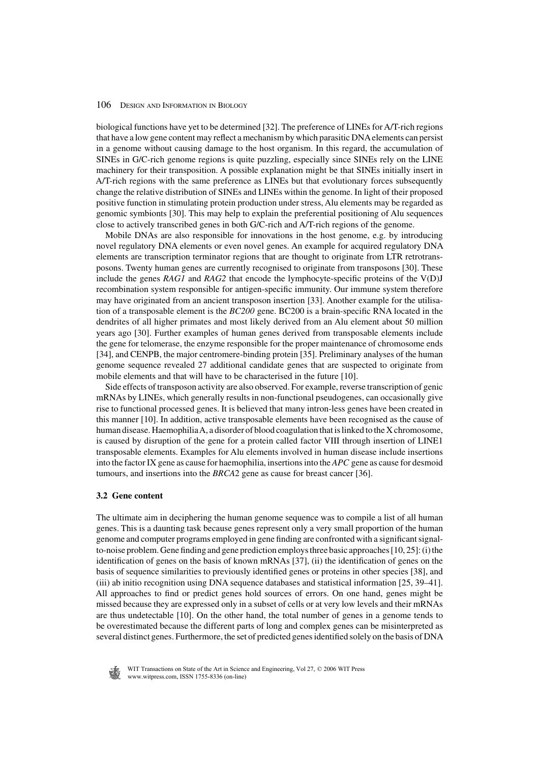biological functions have yet to be determined [32]. The preference of LINEs for A/T-rich regions that have a low gene content may reflect a mechanism by which parasitic DNA elements can persist in a genome without causing damage to the host organism. In this regard, the accumulation of SINEs in G/C-rich genome regions is quite puzzling, especially since SINEs rely on the LINE machinery for their transposition. A possible explanation might be that SINEs initially insert in A/T-rich regions with the same preference as LINEs but that evolutionary forces subsequently change the relative distribution of SINEs and LINEs within the genome. In light of their proposed positive function in stimulating protein production under stress, Alu elements may be regarded as genomic symbionts [30]. This may help to explain the preferential positioning of Alu sequences close to actively transcribed genes in both G/C-rich and A/T-rich regions of the genome.

Mobile DNAs are also responsible for innovations in the host genome, e.g. by introducing novel regulatory DNA elements or even novel genes. An example for acquired regulatory DNA elements are transcription terminator regions that are thought to originate from LTR retrotransposons. Twenty human genes are currently recognised to originate from transposons [30]. These include the genes *RAG1* and *RAG2* that encode the lymphocyte-specific proteins of the V(D)J recombination system responsible for antigen-specific immunity. Our immune system therefore may have originated from an ancient transposon insertion [33]. Another example for the utilisation of a transposable element is the *BC200* gene. BC200 is a brain-specific RNA located in the dendrites of all higher primates and most likely derived from an Alu element about 50 million years ago [30]. Further examples of human genes derived from transposable elements include the gene for telomerase, the enzyme responsible for the proper maintenance of chromosome ends [34], and CENPB, the major centromere-binding protein [35]. Preliminary analyses of the human genome sequence revealed 27 additional candidate genes that are suspected to originate from mobile elements and that will have to be characterised in the future [10].

Side effects of transposon activity are also observed. For example, reverse transcription of genic mRNAs by LINEs, which generally results in non-functional pseudogenes, can occasionally give rise to functional processed genes. It is believed that many intron-less genes have been created in this manner [10]. In addition, active transposable elements have been recognised as the cause of human disease. Haemophilia A, a disorder of blood coagulation that is linked to the X chromosome, is caused by disruption of the gene for a protein called factor VIII through insertion of LINE1 transposable elements. Examples for Alu elements involved in human disease include insertions into the factor IX gene as cause for haemophilia, insertions into the *APC* gene as cause for desmoid tumours, and insertions into the *BRCA2* gene as cause for breast cancer [36].

### 3.2 Gene content

The ultimate aim in deciphering the human genome sequence was to compile a list of all human genes. This is a daunting task because genes represent only a very small proportion of the human genome and computer programs employed in gene finding are confronted with a significant signal-to-noise problem. Gene finding and gene prediction employs three basic approaches [10, 25]: (i) the identification of genes on the basis of known mRNAs [37], (ii) the identification of genes on the basis of sequence similarities to previously identified genes or proteins in other species [38], and (iii) ab initio recognition using DNA sequence databases and statistical information [25, 39–41]. All approaches to find or predict genes hold sources of errors. On one hand, genes might be missed because they are expressed only in a subset of cells or at very low levels and their mRNAs are thus undetectable [10]. On the other hand, the total number of genes in a genome tends to be overestimated because the different parts of long and complex genes can be misinterpreted as several distinct genes. Furthermore, the set of predicted genes identified solely on the basis of DNA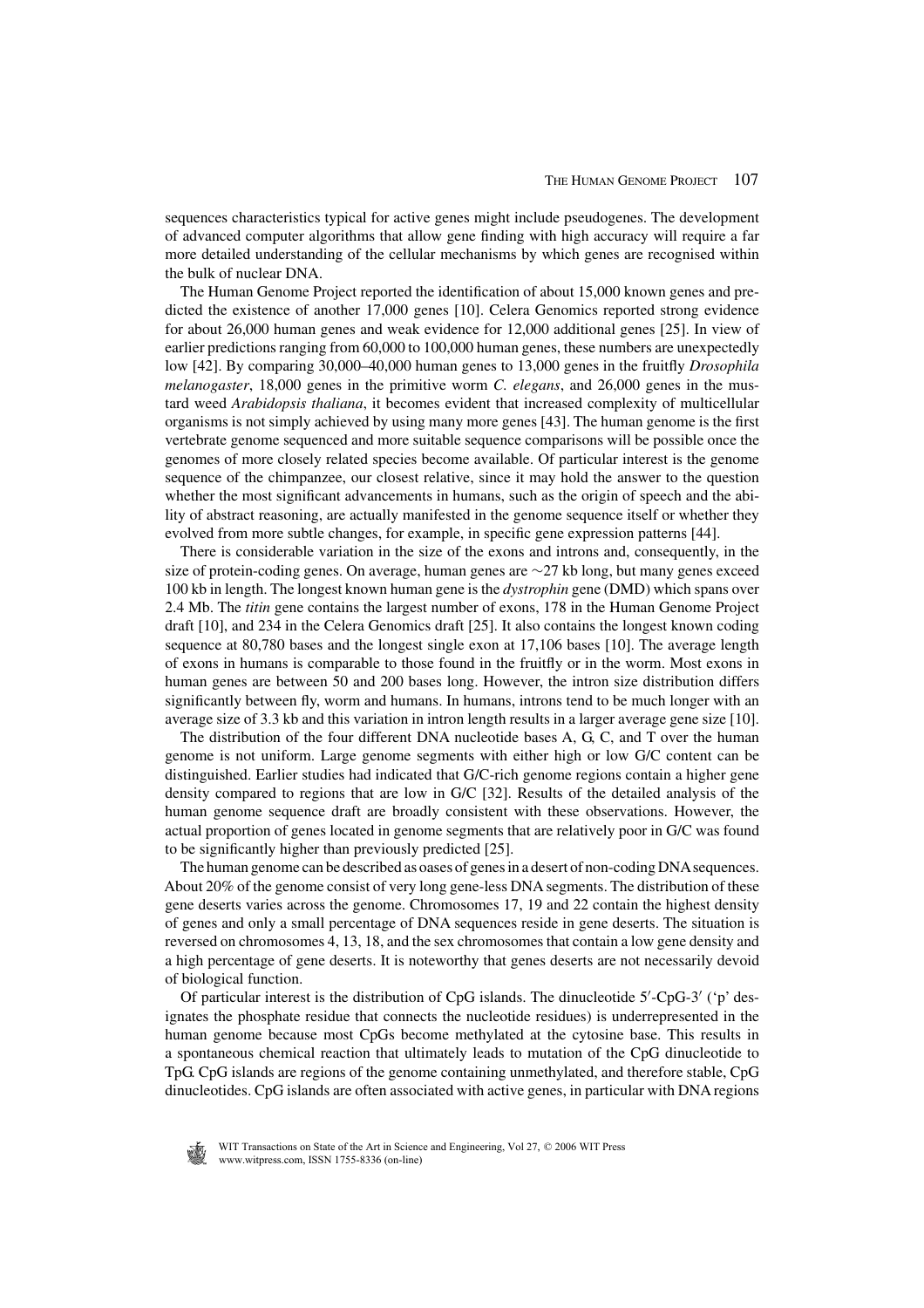sequences characteristics typical for active genes might include pseudogenes. The development of advanced computer algorithms that allow gene finding with high accuracy will require a far more detailed understanding of the cellular mechanisms by which genes are recognised within the bulk of nuclear DNA.

The Human Genome Project reported the identification of about 15,000 known genes and predicted the existence of another 17,000 genes [10]. Celera Genomics reported strong evidence for about 26,000 human genes and weak evidence for 12,000 additional genes [25]. In view of earlier predictions ranging from 60,000 to 100,000 human genes, these numbers are unexpectedly low [42]. By comparing 30,000–40,000 human genes to 13,000 genes in the fruitfly *Drosophila melanogaster*, 18,000 genes in the primitive worm *C. elegans*, and 26,000 genes in the mustard weed *Arabidopsis thaliana*, it becomes evident that increased complexity of multicellular organisms is not simply achieved by using many more genes [43]. The human genome is the first vertebrate genome sequenced and more suitable sequence comparisons will be possible once the genomes of more closely related species become available. Of particular interest is the genome sequence of the chimpanzee, our closest relative, since it may hold the answer to the question whether the most significant advancements in humans, such as the origin of speech and the ability of abstract reasoning, are actually manifested in the genome sequence itself or whether they evolved from more subtle changes, for example, in specific gene expression patterns [44].

There is considerable variation in the size of the exons and introns and, consequently, in the size of protein-coding genes. On average, human genes are ~27 kb long, but many genes exceed 100 kb in length. The longest known human gene is the *dystrophin* gene (DMD) which spans over 2.4 Mb. The *titin* gene contains the largest number of exons, 178 in the Human Genome Project draft [10], and 234 in the Celera Genomics draft [25]. It also contains the longest known coding sequence at 80,780 bases and the longest single exon at 17,106 bases [10]. The average length of exons in humans is comparable to those found in the fruitfly or in the worm. Most exons in human genes are between 50 and 200 bases long. However, the intron size distribution differs significantly between fly, worm and humans. In humans, introns tend to be much longer with an average size of 3.3 kb and this variation in intron length results in a larger average gene size [10].

The distribution of the four different DNA nucleotide bases A, G, C, and T over the human genome is not uniform. Large genome segments with either high or low G/C content can be distinguished. Earlier studies had indicated that G/C-rich genome regions contain a higher gene density compared to regions that are low in G/C [32]. Results of the detailed analysis of the human genome sequence draft are broadly consistent with these observations. However, the actual proportion of genes located in genome segments that are relatively poor in G/C was found to be significantly higher than previously predicted [25].

The human genome can be described as oases of genes in a desert of non-coding DNA sequences. About 20% of the genome consist of very long gene-less DNA segments. The distribution of these gene deserts varies across the genome. Chromosomes 17, 19 and 22 contain the highest density of genes and only a small percentage of DNA sequences reside in gene deserts. The situation is reversed on chromosomes 4, 13, 18, and the sex chromosomes that contain a low gene density and a high percentage of gene deserts. It is noteworthy that genes deserts are not necessarily devoid of biological function.

Of particular interest is the distribution of CpG islands. The dinucleotide 5′-CpG-3′ ('p' designates the phosphate residue that connects the nucleotide residues) is underrepresented in the human genome because most CpGs become methylated at the cytosine base. This results in a spontaneous chemical reaction that ultimately leads to mutation of the CpG dinucleotide to TpG. CpG islands are regions of the genome containing unmethylated, and therefore stable, CpG dinucleotides. CpG islands are often associated with active genes, in particular with DNA regions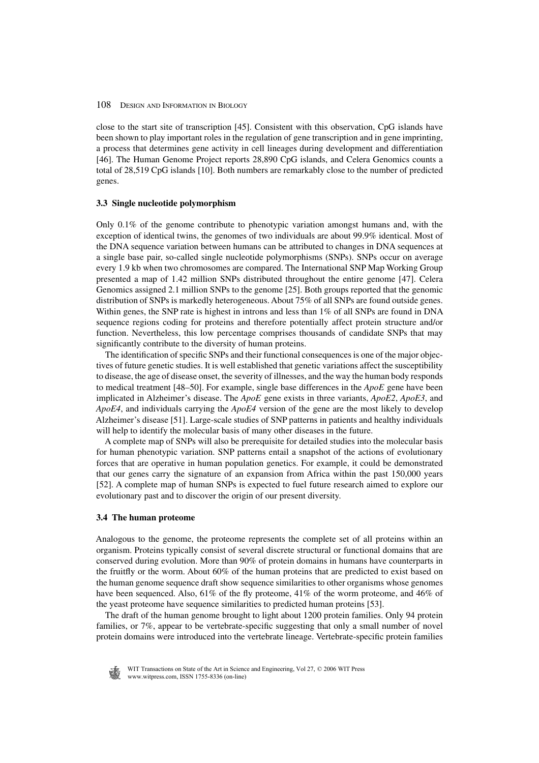close to the start site of transcription [45]. Consistent with this observation, CpG islands have been shown to play important roles in the regulation of gene transcription and in gene imprinting, a process that determines gene activity in cell lineages during development and differentiation [46]. The Human Genome Project reports 28,890 CpG islands, and Celera Genomics counts a total of 28,519 CpG islands [10]. Both numbers are remarkably close to the number of predicted genes.

### 3.3 Single nucleotide polymorphism

Only 0.1% of the genome contribute to phenotypic variation amongst humans and, with the exception of identical twins, the genomes of two individuals are about 99.9% identical. Most of the DNA sequence variation between humans can be attributed to changes in DNA sequences at a single base pair, so-called single nucleotide polymorphisms (SNPs). SNPs occur on average every 1.9 kb when two chromosomes are compared. The International SNP Map Working Group presented a map of 1.42 million SNPs distributed throughout the entire genome [47]. Celera Genomics assigned 2.1 million SNPs to the genome [25]. Both groups reported that the genomic distribution of SNPs is markedly heterogeneous. About 75% of all SNPs are found outside genes. Within genes, the SNP rate is highest in introns and less than 1% of all SNPs are found in DNA sequence regions coding for proteins and therefore potentially affect protein structure and/or function. Nevertheless, this low percentage comprises thousands of candidate SNPs that may significantly contribute to the diversity of human proteins.

The identification of specific SNPs and their functional consequences is one of the major objectives of future genetic studies. It is well established that genetic variations affect the susceptibility to disease, the age of disease onset, the severity of illnesses, and the way the human body responds to medical treatment [48–50]. For example, single base differences in the *ApoE* gene have been implicated in Alzheimer's disease. The *ApoE* gene exists in three variants, *ApoE2*, *ApoE3*, and *ApoE4*, and individuals carrying the *ApoE4* version of the gene are the most likely to develop Alzheimer's disease [51]. Large-scale studies of SNP patterns in patients and healthy individuals will help to identify the molecular basis of many other diseases in the future.

A complete map of SNPs will also be prerequisite for detailed studies into the molecular basis for human phenotypic variation. SNP patterns entail a snapshot of the actions of evolutionary forces that are operative in human population genetics. For example, it could be demonstrated that our genes carry the signature of an expansion from Africa within the past 150,000 years [52]. A complete map of human SNPs is expected to fuel future research aimed to explore our evolutionary past and to discover the origin of our present diversity.

### 3.4 The human proteome

Analogous to the genome, the proteome represents the complete set of all proteins within an organism. Proteins typically consist of several discrete structural or functional domains that are conserved during evolution. More than 90% of protein domains in humans have counterparts in the fruitfly or the worm. About 60% of the human proteins that are predicted to exist based on the human genome sequence draft show sequence similarities to other organisms whose genomes have been sequenced. Also, 61% of the fly proteome, 41% of the worm proteome, and 46% of the yeast proteome have sequence similarities to predicted human proteins [53].

The draft of the human genome brought to light about 1200 protein families. Only 94 protein families, or 7%, appear to be vertebrate-specific suggesting that only a small number of novel protein domains were introduced into the vertebrate lineage. Vertebrate-specific protein families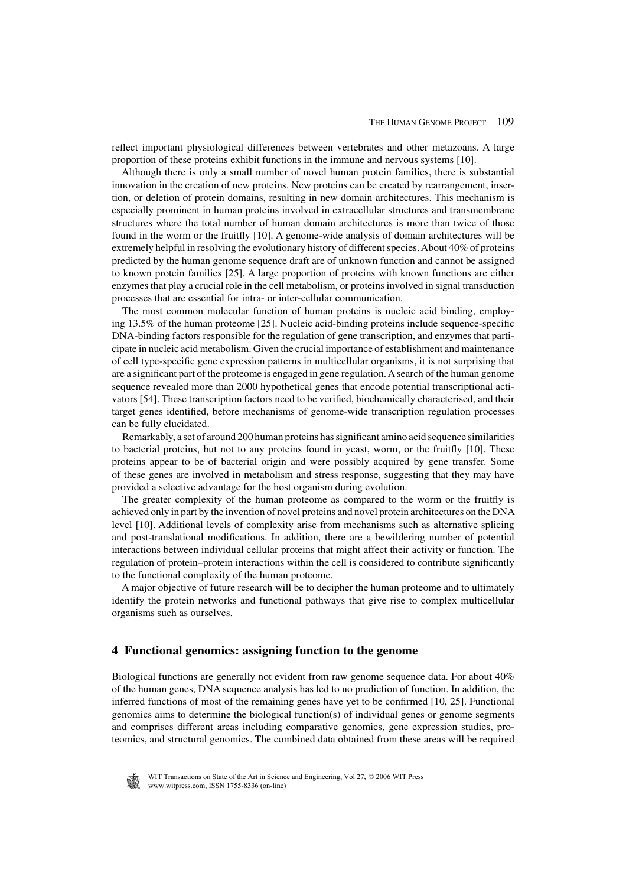reflect important physiological differences between vertebrates and other metazoans. A large proportion of these proteins exhibit functions in the immune and nervous systems [10].

Although there is only a small number of novel human protein families, there is substantial innovation in the creation of new proteins. New proteins can be created by rearrangement, insertion, or deletion of protein domains, resulting in new domain architectures. This mechanism is especially prominent in human proteins involved in extracellular structures and transmembrane structures where the total number of human domain architectures is more than twice of those found in the worm or the fruitfly [10]. A genome-wide analysis of domain architectures will be extremely helpful in resolving the evolutionary history of different species. About 40% of proteins predicted by the human genome sequence draft are of unknown function and cannot be assigned to known protein families [25]. A large proportion of proteins with known functions are either enzymes that play a crucial role in the cell metabolism, or proteins involved in signal transduction processes that are essential for intra- or inter-cellular communication.

The most common molecular function of human proteins is nucleic acid binding, employing 13.5% of the human proteome [25]. Nucleic acid-binding proteins include sequence-specific DNA-binding factors responsible for the regulation of gene transcription, and enzymes that participate in nucleic acid metabolism. Given the crucial importance of establishment and maintenance of cell type-specific gene expression patterns in multicellular organisms, it is not surprising that are a significant part of the proteome is engaged in gene regulation. A search of the human genome sequence revealed more than 2000 hypothetical genes that encode potential transcriptional activators [54]. These transcription factors need to be verified, biochemically characterised, and their target genes identified, before mechanisms of genome-wide transcription regulation processes can be fully elucidated.

Remarkably, a set of around 200 human proteins has significant amino acid sequence similarities to bacterial proteins, but not to any proteins found in yeast, worm, or the fruitfly [10]. These proteins appear to be of bacterial origin and were possibly acquired by gene transfer. Some of these genes are involved in metabolism and stress response, suggesting that they may have provided a selective advantage for the host organism during evolution.

The greater complexity of the human proteome as compared to the worm or the fruitfly is achieved only in part by the invention of novel proteins and novel protein architectures on the DNA level [10]. Additional levels of complexity arise from mechanisms such as alternative splicing and post-translational modifications. In addition, there are a bewildering number of potential interactions between individual cellular proteins that might affect their activity or function. The regulation of protein–protein interactions within the cell is considered to contribute significantly to the functional complexity of the human proteome.

A major objective of future research will be to decipher the human proteome and to ultimately identify the protein networks and functional pathways that give rise to complex multicellular organisms such as ourselves.

## 4 Functional genomics: assigning function to the genome

Biological functions are generally not evident from raw genome sequence data. For about 40% of the human genes, DNA sequence analysis has led to no prediction of function. In addition, the inferred functions of most of the remaining genes have yet to be confirmed [10, 25]. Functional genomics aims to determine the biological function(s) of individual genes or genome segments and comprises different areas including comparative genomics, gene expression studies, proteomics, and structural genomics. The combined data obtained from these areas will be required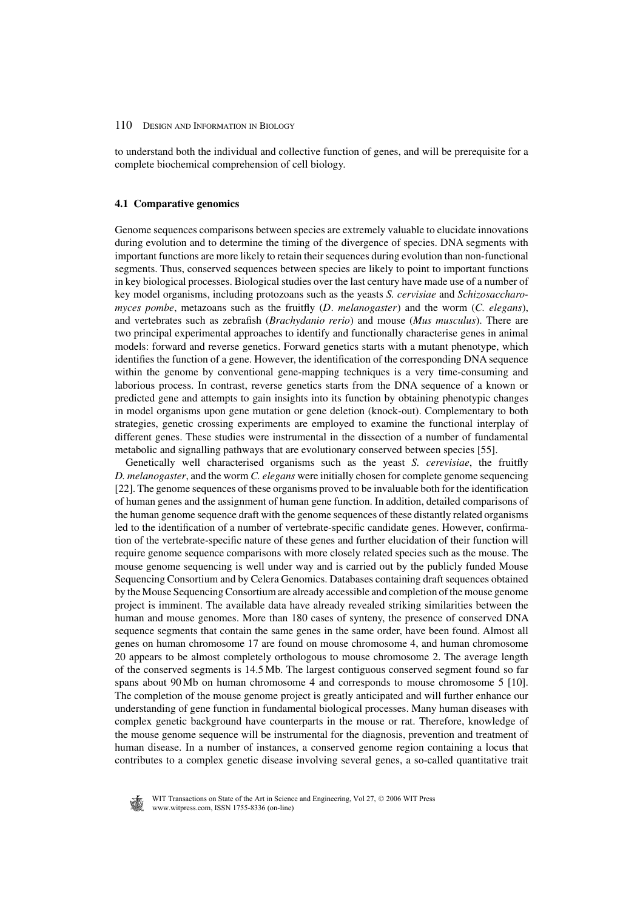to understand both the individual and collective function of genes, and will be prerequisite for a complete biochemical comprehension of cell biology.

### 4.1 Comparative genomics

Genome sequences comparisons between species are extremely valuable to elucidate innovations during evolution and to determine the timing of the divergence of species. DNA segments with important functions are more likely to retain their sequences during evolution than non-functional segments. Thus, conserved sequences between species are likely to point to important functions in key biological processes. Biological studies over the last century have made use of a number of key model organisms, including protozoans such as the yeasts *S. cervisiae* and *Schizosaccharomyces pombe*, metazoans such as the fruitfly (*D. melanogaster*) and the worm (*C. elegans*), and vertebrates such as zebrafish (*Brachydanio rerio*) and mouse (*Mus musculus*). There are two principal experimental approaches to identify and functionally characterise genes in animal models: forward and reverse genetics. Forward genetics starts with a mutant phenotype, which identifies the function of a gene. However, the identification of the corresponding DNA sequence within the genome by conventional gene-mapping techniques is a very time-consuming and laborious process. In contrast, reverse genetics starts from the DNA sequence of a known or predicted gene and attempts to gain insights into its function by obtaining phenotypic changes in model organisms upon gene mutation or gene deletion (knock-out). Complementary to both strategies, genetic crossing experiments are employed to examine the functional interplay of different genes. These studies were instrumental in the dissection of a number of fundamental metabolic and signalling pathways that are evolutionary conserved between species [55].

Genetically well characterised organisms such as the yeast *S. cerevisiae*, the fruitfly *D. melanogaster*, and the worm *C. elegans* were initially chosen for complete genome sequencing [22]. The genome sequences of these organisms proved to be invaluable both for the identification of human genes and the assignment of human gene function. In addition, detailed comparisons of the human genome sequence draft with the genome sequences of these distantly related organisms led to the identification of a number of vertebrate-specific candidate genes. However, confirmation of the vertebrate-specific nature of these genes and further elucidation of their function will require genome sequence comparisons with more closely related species such as the mouse. The mouse genome sequencing is well under way and is carried out by the publicly funded Mouse Sequencing Consortium and by Celera Genomics. Databases containing draft sequences obtained by the Mouse Sequencing Consortium are already accessible and completion of the mouse genome project is imminent. The available data have already revealed striking similarities between the human and mouse genomes. More than 180 cases of synteny, the presence of conserved DNA sequence segments that contain the same genes in the same order, have been found. Almost all genes on human chromosome 17 are found on mouse chromosome 4, and human chromosome 20 appears to be almost completely orthologous to mouse chromosome 2. The average length of the conserved segments is 14.5 Mb. The largest contiguous conserved segment found so far spans about 90 Mb on human chromosome 4 and corresponds to mouse chromosome 5 [10]. The completion of the mouse genome project is greatly anticipated and will further enhance our understanding of gene function in fundamental biological processes. Many human diseases with complex genetic background have counterparts in the mouse or rat. Therefore, knowledge of the mouse genome sequence will be instrumental for the diagnosis, prevention and treatment of human disease. In a number of instances, a conserved genome region containing a locus that contributes to a complex genetic disease involving several genes, a so-called quantitative trait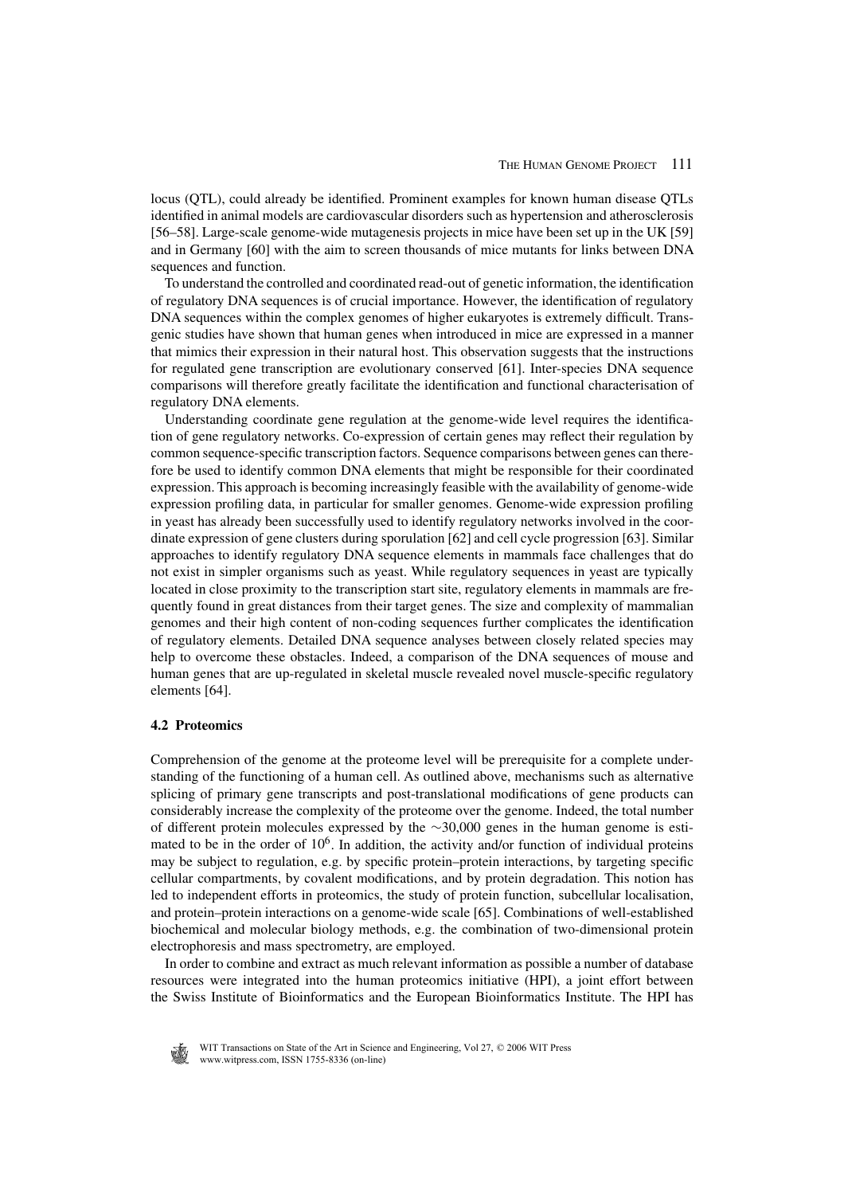locus (QTL), could already be identified. Prominent examples for known human disease QTLs identified in animal models are cardiovascular disorders such as hypertension and atherosclerosis [56–58]. Large-scale genome-wide mutagenesis projects in mice have been set up in the UK [59] and in Germany [60] with the aim to screen thousands of mice mutants for links between DNA sequences and function.

To understand the controlled and coordinated read-out of genetic information, the identification of regulatory DNA sequences is of crucial importance. However, the identification of regulatory DNA sequences within the complex genomes of higher eukaryotes is extremely difficult. Transgenic studies have shown that human genes when introduced in mice are expressed in a manner that mimics their expression in their natural host. This observation suggests that the instructions for regulated gene transcription are evolutionary conserved [61]. Inter-species DNA sequence comparisons will therefore greatly facilitate the identification and functional characterisation of regulatory DNA elements.

Understanding coordinate gene regulation at the genome-wide level requires the identification of gene regulatory networks. Co-expression of certain genes may reflect their regulation by common sequence-specific transcription factors. Sequence comparisons between genes can therefore be used to identify common DNA elements that might be responsible for their coordinated expression. This approach is becoming increasingly feasible with the availability of genome-wide expression profiling data, in particular for smaller genomes. Genome-wide expression profiling in yeast has already been successfully used to identify regulatory networks involved in the coordinate expression of gene clusters during sporulation [62] and cell cycle progression [63]. Similar approaches to identify regulatory DNA sequence elements in mammals face challenges that do not exist in simpler organisms such as yeast. While regulatory sequences in yeast are typically located in close proximity to the transcription start site, regulatory elements in mammals are frequently found in great distances from their target genes. The size and complexity of mammalian genomes and their high content of non-coding sequences further complicates the identification of regulatory elements. Detailed DNA sequence analyses between closely related species may help to overcome these obstacles. Indeed, a comparison of the DNA sequences of mouse and human genes that are up-regulated in skeletal muscle revealed novel muscle-specific regulatory elements [64].

### 4.2 Proteomics

Comprehension of the genome at the proteome level will be prerequisite for a complete understanding of the functioning of a human cell. As outlined above, mechanisms such as alternative splicing of primary gene transcripts and post-translational modifications of gene products can considerably increase the complexity of the proteome over the genome. Indeed, the total number of different protein molecules expressed by the $\sim$30,000 genes in the human genome is estimated to be in the order of $10^6$. In addition, the activity and/or function of individual proteins may be subject to regulation, e.g. by specific protein–protein interactions, by targeting specific cellular compartments, by covalent modifications, and by protein degradation. This notion has led to independent efforts in proteomics, the study of protein function, subcellular localisation, and protein–protein interactions on a genome-wide scale [65]. Combinations of well-established biochemical and molecular biology methods, e.g. the combination of two-dimensional protein electrophoresis and mass spectrometry, are employed.

In order to combine and extract as much relevant information as possible a number of database resources were integrated into the human proteomics initiative (HPI), a joint effort between the Swiss Institute of Bioinformatics and the European Bioinformatics Institute. The HPI has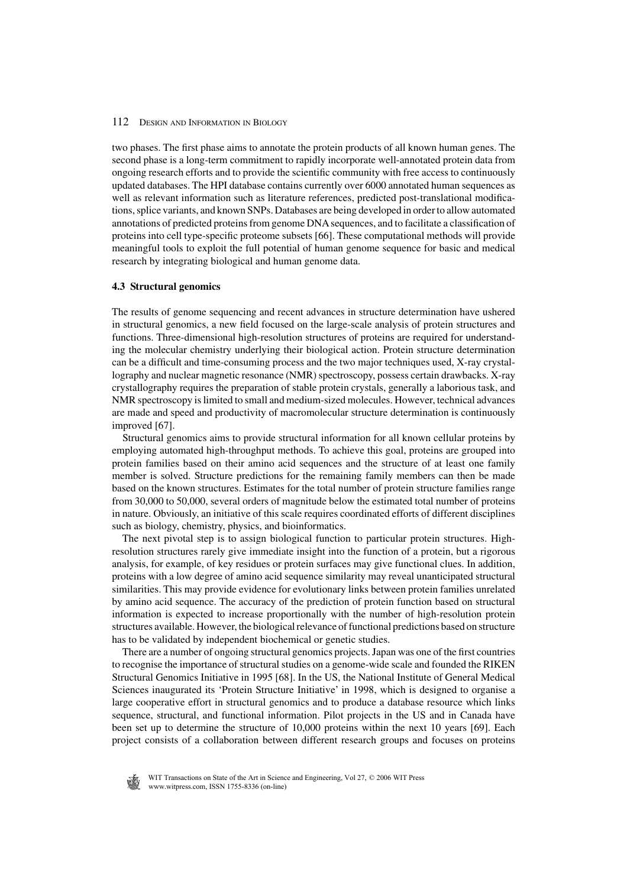two phases. The first phase aims to annotate the protein products of all known human genes. The second phase is a long-term commitment to rapidly incorporate well-annotated protein data from ongoing research efforts and to provide the scientific community with free access to continuously updated databases. The HPI database contains currently over 6000 annotated human sequences as well as relevant information such as literature references, predicted post-translational modifications, splice variants, and known SNPs. Databases are being developed in order to allow automated annotations of predicted proteins from genome DNA sequences, and to facilitate a classification of proteins into cell type-specific proteome subsets [66]. These computational methods will provide meaningful tools to exploit the full potential of human genome sequence for basic and medical research by integrating biological and human genome data.

### 4.3 Structural genomics

The results of genome sequencing and recent advances in structure determination have ushered in structural genomics, a new field focused on the large-scale analysis of protein structures and functions. Three-dimensional high-resolution structures of proteins are required for understanding the molecular chemistry underlying their biological action. Protein structure determination can be a difficult and time-consuming process and the two major techniques used, X-ray crystallography and nuclear magnetic resonance (NMR) spectroscopy, possess certain drawbacks. X-ray crystallography requires the preparation of stable protein crystals, generally a laborious task, and NMR spectroscopy is limited to small and medium-sized molecules. However, technical advances are made and speed and productivity of macromolecular structure determination is continuously improved [67].

Structural genomics aims to provide structural information for all known cellular proteins by employing automated high-throughput methods. To achieve this goal, proteins are grouped into protein families based on their amino acid sequences and the structure of at least one family member is solved. Structure predictions for the remaining family members can then be made based on the known structures. Estimates for the total number of protein structure families range from 30,000 to 50,000, several orders of magnitude below the estimated total number of proteins in nature. Obviously, an initiative of this scale requires coordinated efforts of different disciplines such as biology, chemistry, physics, and bioinformatics.

The next pivotal step is to assign biological function to particular protein structures. High-resolution structures rarely give immediate insight into the function of a protein, but a rigorous analysis, for example, of key residues or protein surfaces may give functional clues. In addition, proteins with a low degree of amino acid sequence similarity may reveal unanticipated structural similarities. This may provide evidence for evolutionary links between protein families unrelated by amino acid sequence. The accuracy of the prediction of protein function based on structural information is expected to increase proportionally with the number of high-resolution protein structures available. However, the biological relevance of functional predictions based on structure has to be validated by independent biochemical or genetic studies.

There are a number of ongoing structural genomics projects. Japan was one of the first countries to recognise the importance of structural studies on a genome-wide scale and founded the RIKEN Structural Genomics Initiative in 1995 [68]. In the US, the National Institute of General Medical Sciences inaugurated its 'Protein Structure Initiative' in 1998, which is designed to organise a large cooperative effort in structural genomics and to produce a database resource which links sequence, structural, and functional information. Pilot projects in the US and in Canada have been set up to determine the structure of 10,000 proteins within the next 10 years [69]. Each project consists of a collaboration between different research groups and focuses on proteins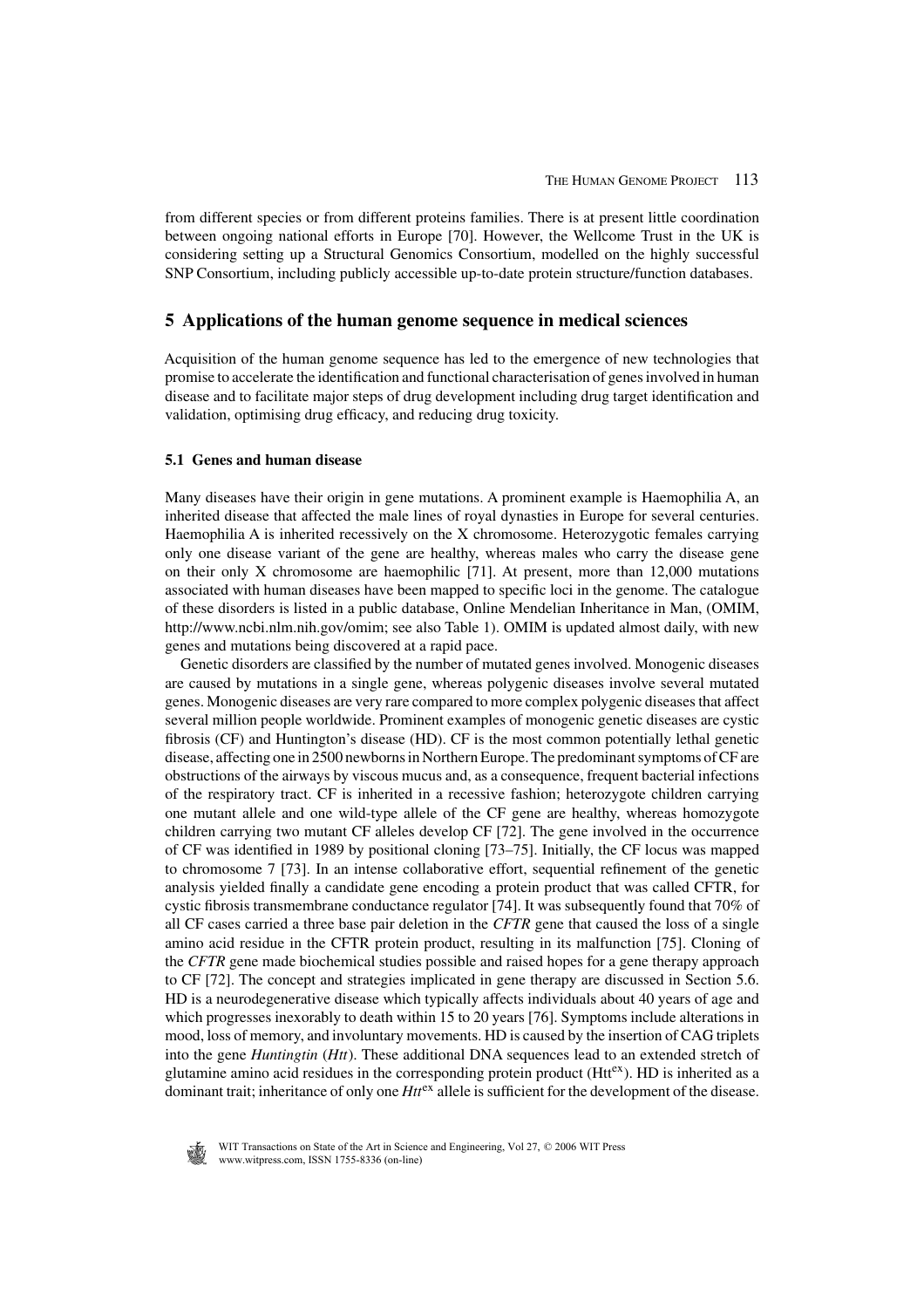from different species or from different proteins families. There is at present little coordination between ongoing national efforts in Europe [70]. However, the Wellcome Trust in the UK is considering setting up a Structural Genomics Consortium, modelled on the highly successful SNP Consortium, including publicly accessible up-to-date protein structure/function databases.

## 5 Applications of the human genome sequence in medical sciences

Acquisition of the human genome sequence has led to the emergence of new technologies that promise to accelerate the identification and functional characterisation of genes involved in human disease and to facilitate major steps of drug development including drug target identification and validation, optimising drug efficacy, and reducing drug toxicity.

### 5.1 Genes and human disease

Many diseases have their origin in gene mutations. A prominent example is Haemophilia A, an inherited disease that affected the male lines of royal dynasties in Europe for several centuries. Haemophilia A is inherited recessively on the X chromosome. Heterozygotic females carrying only one disease variant of the gene are healthy, whereas males who carry the disease gene on their only X chromosome are haemophilic [71]. At present, more than 12,000 mutations associated with human diseases have been mapped to specific loci in the genome. The catalogue of these disorders is listed in a public database, Online Mendelian Inheritance in Man, (OMIM, http://www.ncbi.nlm.nih.gov/omim; see also Table 1). OMIM is updated almost daily, with new genes and mutations being discovered at a rapid pace.

Genetic disorders are classified by the number of mutated genes involved. Monogenic diseases are caused by mutations in a single gene, whereas polygenic diseases involve several mutated genes. Monogenic diseases are very rare compared to more complex polygenic diseases that affect several million people worldwide. Prominent examples of monogenic genetic diseases are cystic fibrosis (CF) and Huntington's disease (HD). CF is the most common potentially lethal genetic disease, affecting one in 2500 newborns in Northern Europe. The predominant symptoms of CF are obstructions of the airways by viscous mucus and, as a consequence, frequent bacterial infections of the respiratory tract. CF is inherited in a recessive fashion; heterozygote children carrying one mutant allele and one wild-type allele of the CF gene are healthy, whereas homozygote children carrying two mutant CF alleles develop CF [72]. The gene involved in the occurrence of CF was identified in 1989 by positional cloning [73–75]. Initially, the CF locus was mapped to chromosome 7 [73]. In an intense collaborative effort, sequential refinement of the genetic analysis yielded finally a candidate gene encoding a protein product that was called CFTR, for cystic fibrosis transmembrane conductance regulator [74]. It was subsequently found that 70% of all CF cases carried a three base pair deletion in the *CFTR* gene that caused the loss of a single amino acid residue in the CFTR protein product, resulting in its malfunction [75]. Cloning of the *CFTR* gene made biochemical studies possible and raised hopes for a gene therapy approach to CF [72]. The concept and strategies implicated in gene therapy are discussed in Section 5.6. HD is a neurodegenerative disease which typically affects individuals about 40 years of age and which progresses inexorably to death within 15 to 20 years [76]. Symptoms include alterations in mood, loss of memory, and involuntary movements. HD is caused by the insertion of CAG triplets into the gene *Huntingtin* (*Htt*). These additional DNA sequences lead to an extended stretch of glutamine amino acid residues in the corresponding protein product ($Htt^{ex}$). HD is inherited as a dominant trait; inheritance of only one $Htt^{ex}$ allele is sufficient for the development of the disease.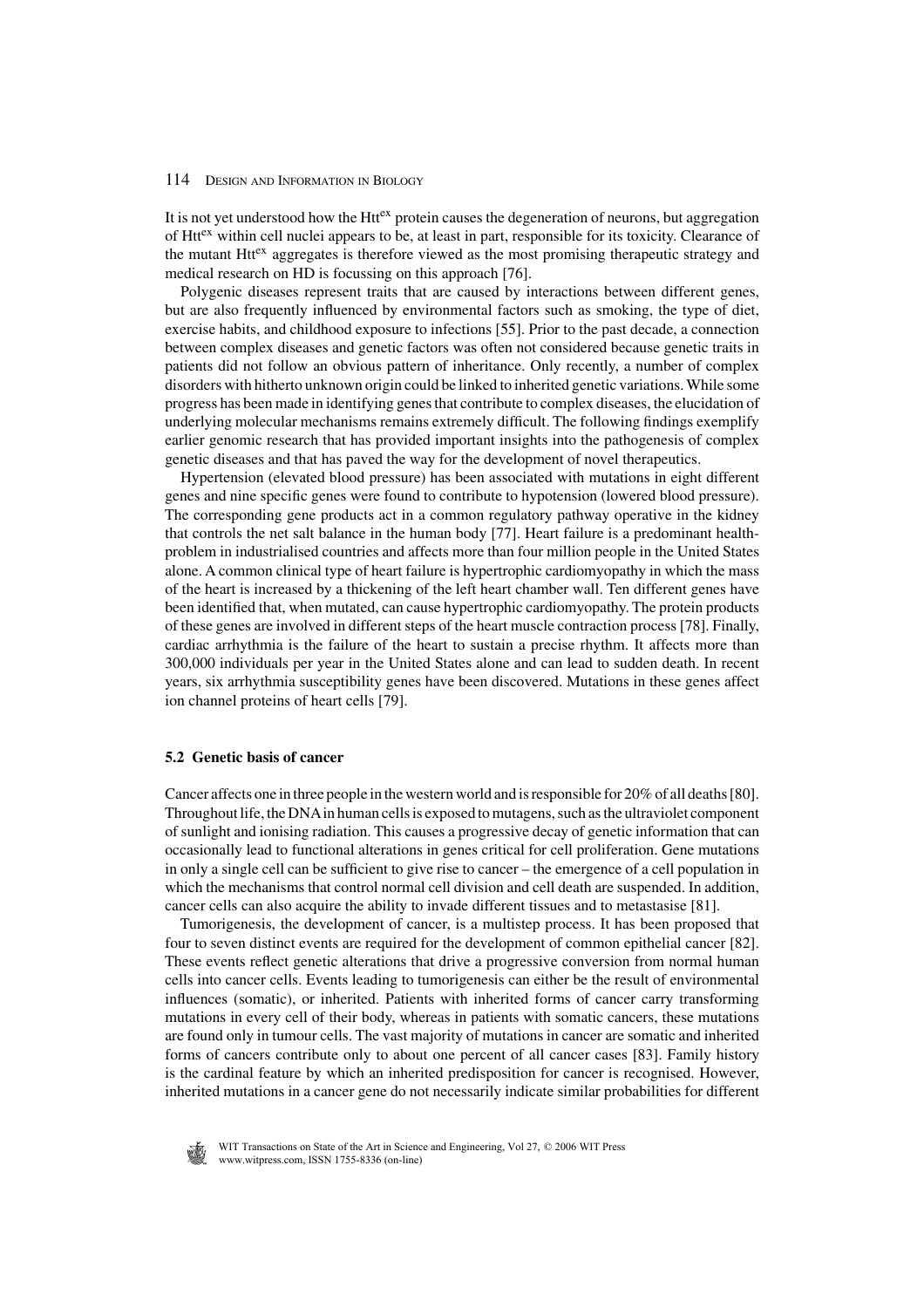It is not yet understood how the $Htt^{ex}$ protein causes the degeneration of neurons, but aggregation of $Htt^{ex}$ within cell nuclei appears to be, at least in part, responsible for its toxicity. Clearance of the mutant $Htt^{ex}$ aggregates is therefore viewed as the most promising therapeutic strategy and medical research on HD is focussing on this approach [76].

Polygenic diseases represent traits that are caused by interactions between different genes, but are also frequently influenced by environmental factors such as smoking, the type of diet, exercise habits, and childhood exposure to infections [55]. Prior to the past decade, a connection between complex diseases and genetic factors was often not considered because genetic traits in patients did not follow an obvious pattern of inheritance. Only recently, a number of complex disorders with hitherto unknown origin could be linked to inherited genetic variations. While some progress has been made in identifying genes that contribute to complex diseases, the elucidation of underlying molecular mechanisms remains extremely difficult. The following findings exemplify earlier genomic research that has provided important insights into the pathogenesis of complex genetic diseases and that has paved the way for the development of novel therapeutics.

Hypertension (elevated blood pressure) has been associated with mutations in eight different genes and nine specific genes were found to contribute to hypotension (lowered blood pressure). The corresponding gene products act in a common regulatory pathway operative in the kidney that controls the net salt balance in the human body [77]. Heart failure is a predominant health-problem in industrialised countries and affects more than four million people in the United States alone. A common clinical type of heart failure is hypertrophic cardiomyopathy in which the mass of the heart is increased by a thickening of the left heart chamber wall. Ten different genes have been identified that, when mutated, can cause hypertrophic cardiomyopathy. The protein products of these genes are involved in different steps of the heart muscle contraction process [78]. Finally, cardiac arrhythmia is the failure of the heart to sustain a precise rhythm. It affects more than 300,000 individuals per year in the United States alone and can lead to sudden death. In recent years, six arrhythmia susceptibility genes have been discovered. Mutations in these genes affect ion channel proteins of heart cells [79].

### 5.2 Genetic basis of cancer

Cancer affects one in three people in the western world and is responsible for 20% of all deaths [80]. Throughout life, the DNA in human cells is exposed to mutagens, such as the ultraviolet component of sunlight and ionising radiation. This causes a progressive decay of genetic information that can occasionally lead to functional alterations in genes critical for cell proliferation. Gene mutations in only a single cell can be sufficient to give rise to cancer – the emergence of a cell population in which the mechanisms that control normal cell division and cell death are suspended. In addition, cancer cells can also acquire the ability to invade different tissues and to metastasise [81].

Tumorigenesis, the development of cancer, is a multistep process. It has been proposed that four to seven distinct events are required for the development of common epithelial cancer [82]. These events reflect genetic alterations that drive a progressive conversion from normal human cells into cancer cells. Events leading to tumorigenesis can either be the result of environmental influences (somatic), or inherited. Patients with inherited forms of cancer carry transforming mutations in every cell of their body, whereas in patients with somatic cancers, these mutations are found only in tumour cells. The vast majority of mutations in cancer are somatic and inherited forms of cancers contribute only to about one percent of all cancer cases [83]. Family history is the cardinal feature by which an inherited predisposition for cancer is recognised. However, inherited mutations in a cancer gene do not necessarily indicate similar probabilities for different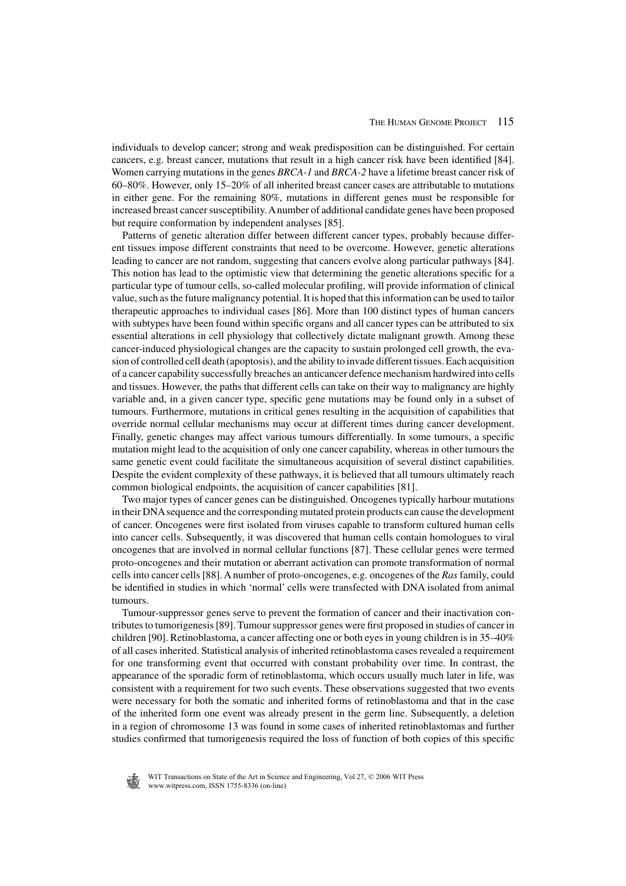individuals to develop cancer; strong and weak predisposition can be distinguished. For certain cancers, e.g. breast cancer, mutations that result in a high cancer risk have been identified [84]. Women carrying mutations in the genes *BRCA-1* and *BRCA-2* have a lifetime breast cancer risk of 60–80%. However, only 15–20% of all inherited breast cancer cases are attributable to mutations in either gene. For the remaining 80%, mutations in different genes must be responsible for increased breast cancer susceptibility. A number of additional candidate genes have been proposed but require conformation by independent analyses [85].

Patterns of genetic alteration differ between different cancer types, probably because different tissues impose different constraints that need to be overcome. However, genetic alterations leading to cancer are not random, suggesting that cancers evolve along particular pathways [84]. This notion has lead to the optimistic view that determining the genetic alterations specific for a particular type of tumour cells, so-called molecular profiling, will provide information of clinical value, such as the future malignancy potential. It is hoped that this information can be used to tailor therapeutic approaches to individual cases [86]. More than 100 distinct types of human cancers with subtypes have been found within specific organs and all cancer types can be attributed to six essential alterations in cell physiology that collectively dictate malignant growth. Among these cancer-induced physiological changes are the capacity to sustain prolonged cell growth, the evasion of controlled cell death (apoptosis), and the ability to invade different tissues. Each acquisition of a cancer capability successfully breaches an anticancer defence mechanism hardwired into cells and tissues. However, the paths that different cells can take on their way to malignancy are highly variable and, in a given cancer type, specific gene mutations may be found only in a subset of tumours. Furthermore, mutations in critical genes resulting in the acquisition of capabilities that override normal cellular mechanisms may occur at different times during cancer development. Finally, genetic changes may affect various tumours differentially. In some tumours, a specific mutation might lead to the acquisition of only one cancer capability, whereas in other tumours the same genetic event could facilitate the simultaneous acquisition of several distinct capabilities. Despite the evident complexity of these pathways, it is believed that all tumours ultimately reach common biological endpoints, the acquisition of cancer capabilities [81].

Two major types of cancer genes can be distinguished. Oncogenes typically harbour mutations in their DNA sequence and the corresponding mutated protein products can cause the development of cancer. Oncogenes were first isolated from viruses capable to transform cultured human cells into cancer cells. Subsequently, it was discovered that human cells contain homologues to viral oncogenes that are involved in normal cellular functions [87]. These cellular genes were termed proto-oncogenes and their mutation or aberrant activation can promote transformation of normal cells into cancer cells [88]. A number of proto-oncogenes, e.g. oncogenes of the *Ras* family, could be identified in studies in which 'normal' cells were transfected with DNA isolated from animal tumours.

Tumour-suppressor genes serve to prevent the formation of cancer and their inactivation contributes to tumorigenesis [89]. Tumour suppressor genes were first proposed in studies of cancer in children [90]. Retinoblastoma, a cancer affecting one or both eyes in young children is in 35–40% of all cases inherited. Statistical analysis of inherited retinoblastoma cases revealed a requirement for one transforming event that occurred with constant probability over time. In contrast, the appearance of the sporadic form of retinoblastoma, which occurs usually much later in life, was consistent with a requirement for two such events. These observations suggested that two events were necessary for both the somatic and inherited forms of retinoblastoma and that in the case of the inherited form one event was already present in the germ line. Subsequently, a deletion in a region of chromosome 13 was found in some cases of inherited retinoblastomas and further studies confirmed that tumorigenesis required the loss of function of both copies of this specific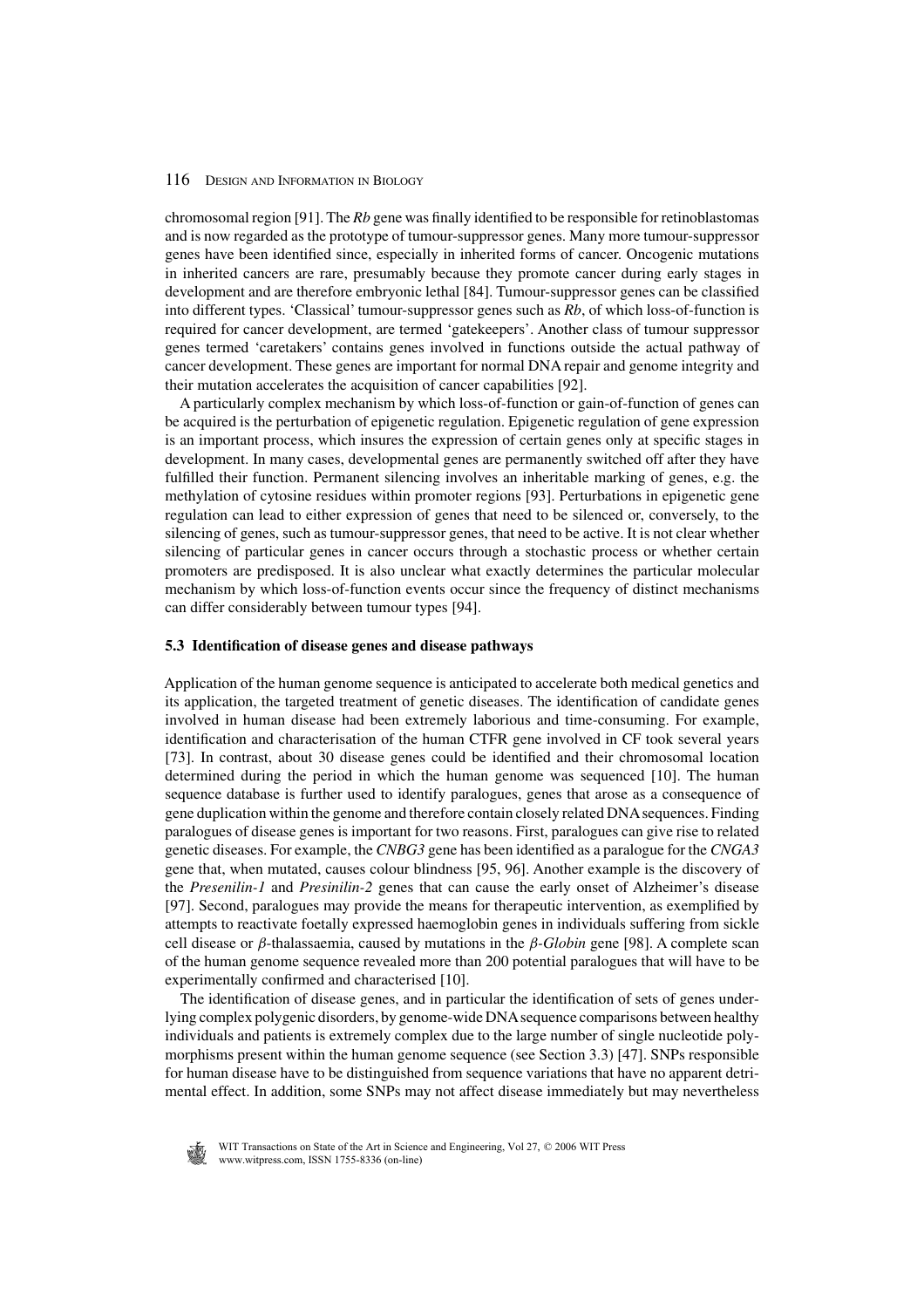chromosomal region [91]. The *Rb* gene was finally identified to be responsible for retinoblastomas and is now regarded as the prototype of tumour-suppressor genes. Many more tumour-suppressor genes have been identified since, especially in inherited forms of cancer. Oncogenic mutations in inherited cancers are rare, presumably because they promote cancer during early stages in development and are therefore embryonic lethal [84]. Tumour-suppressor genes can be classified into different types. 'Classical' tumour-suppressor genes such as *Rb*, of which loss-of-function is required for cancer development, are termed 'gatekeepers'. Another class of tumour suppressor genes termed 'caretakers' contains genes involved in functions outside the actual pathway of cancer development. These genes are important for normal DNA repair and genome integrity and their mutation accelerates the acquisition of cancer capabilities [92].

A particularly complex mechanism by which loss-of-function or gain-of-function of genes can be acquired is the perturbation of epigenetic regulation. Epigenetic regulation of gene expression is an important process, which insures the expression of certain genes only at specific stages in development. In many cases, developmental genes are permanently switched off after they have fulfilled their function. Permanent silencing involves an inheritable marking of genes, e.g. the methylation of cytosine residues within promoter regions [93]. Perturbations in epigenetic gene regulation can lead to either expression of genes that need to be silenced or, conversely, to the silencing of genes, such as tumour-suppressor genes, that need to be active. It is not clear whether silencing of particular genes in cancer occurs through a stochastic process or whether certain promoters are predisposed. It is also unclear what exactly determines the particular molecular mechanism by which loss-of-function events occur since the frequency of distinct mechanisms can differ considerably between tumour types [94].

### 5.3 Identification of disease genes and disease pathways

Application of the human genome sequence is anticipated to accelerate both medical genetics and its application, the targeted treatment of genetic diseases. The identification of candidate genes involved in human disease had been extremely laborious and time-consuming. For example, identification and characterisation of the human CTFR gene involved in CF took several years [73]. In contrast, about 30 disease genes could be identified and their chromosomal location determined during the period in which the human genome was sequenced [10]. The human sequence database is further used to identify paralogues, genes that arose as a consequence of gene duplication within the genome and therefore contain closely related DNA sequences. Finding paralogues of disease genes is important for two reasons. First, paralogues can give rise to related genetic diseases. For example, the *CNBG3* gene has been identified as a paralogue for the *CNGA3* gene that, when mutated, causes colour blindness [95, 96]. Another example is the discovery of the *Presenilin-1* and *Presinilin-2* genes that can cause the early onset of Alzheimer's disease [97]. Second, paralogues may provide the means for therapeutic intervention, as exemplified by attempts to reactivate foetally expressed haemoglobin genes in individuals suffering from sickle cell disease or $\beta$-thalassaemia, caused by mutations in the $\beta$-*Globin* gene [98]. A complete scan of the human genome sequence revealed more than 200 potential paralogues that will have to be experimentally confirmed and characterised [10].

The identification of disease genes, and in particular the identification of sets of genes underlying complex polygenic disorders, by genome-wide DNA sequence comparisons between healthy individuals and patients is extremely complex due to the large number of single nucleotide polymorphisms present within the human genome sequence (see Section 3.3) [47]. SNPs responsible for human disease have to be distinguished from sequence variations that have no apparent detrimental effect. In addition, some SNPs may not affect disease immediately but may nevertheless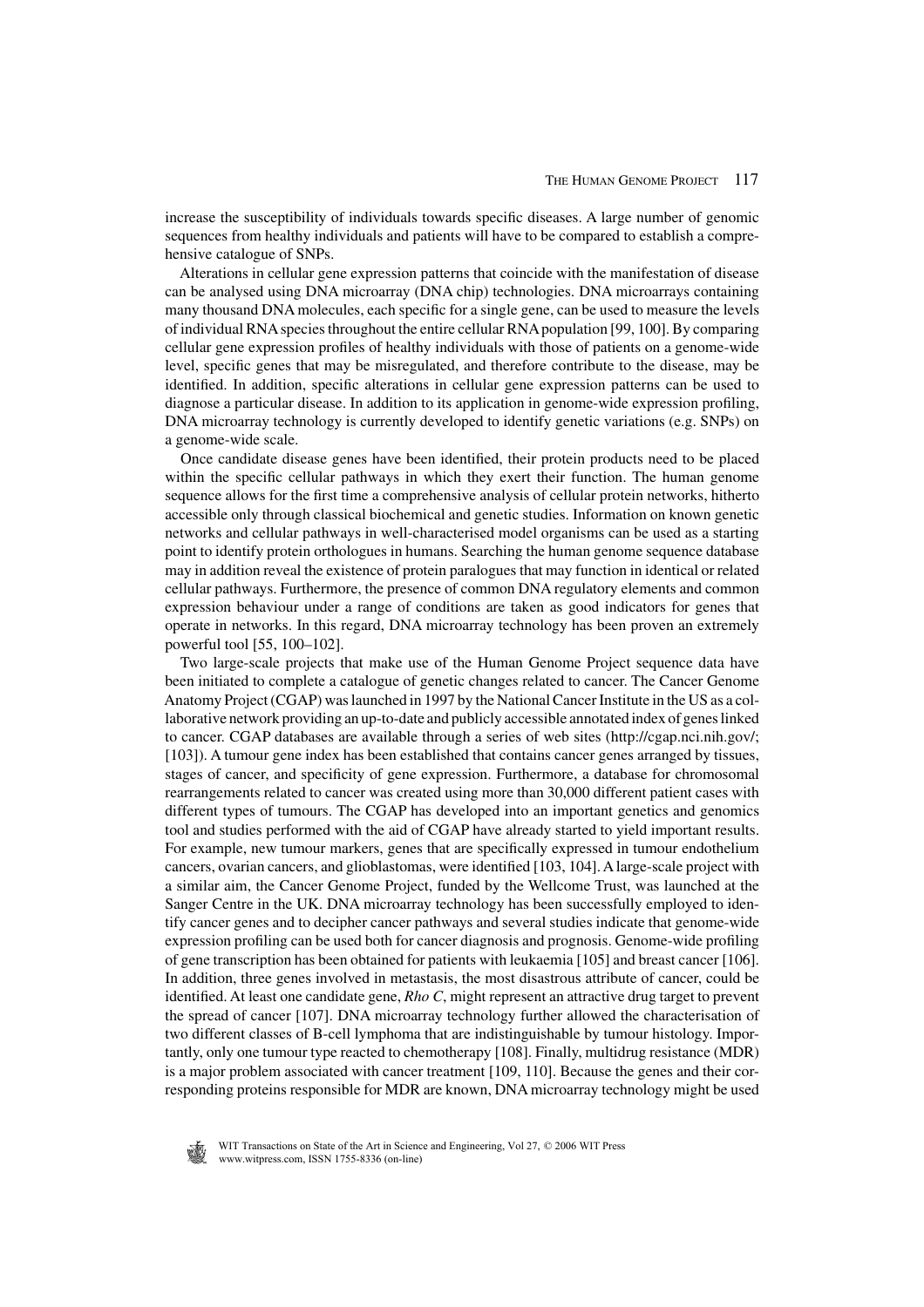increase the susceptibility of individuals towards specific diseases. A large number of genomic sequences from healthy individuals and patients will have to be compared to establish a comprehensive catalogue of SNPs.

Alterations in cellular gene expression patterns that coincide with the manifestation of disease can be analysed using DNA microarray (DNA chip) technologies. DNA microarrays containing many thousand DNA molecules, each specific for a single gene, can be used to measure the levels of individual RNA species throughout the entire cellular RNA population [99, 100]. By comparing cellular gene expression profiles of healthy individuals with those of patients on a genome-wide level, specific genes that may be misregulated, and therefore contribute to the disease, may be identified. In addition, specific alterations in cellular gene expression patterns can be used to diagnose a particular disease. In addition to its application in genome-wide expression profiling, DNA microarray technology is currently developed to identify genetic variations (e.g. SNPs) on a genome-wide scale.

Once candidate disease genes have been identified, their protein products need to be placed within the specific cellular pathways in which they exert their function. The human genome sequence allows for the first time a comprehensive analysis of cellular protein networks, hitherto accessible only through classical biochemical and genetic studies. Information on known genetic networks and cellular pathways in well-characterised model organisms can be used as a starting point to identify protein orthologues in humans. Searching the human genome sequence database may in addition reveal the existence of protein paralogues that may function in identical or related cellular pathways. Furthermore, the presence of common DNA regulatory elements and common expression behaviour under a range of conditions are taken as good indicators for genes that operate in networks. In this regard, DNA microarray technology has been proven an extremely powerful tool [55, 100–102].

Two large-scale projects that make use of the Human Genome Project sequence data have been initiated to complete a catalogue of genetic changes related to cancer. The Cancer Genome Anatomy Project (CGAP) was launched in 1997 by the National Cancer Institute in the US as a collaborative network providing an up-to-date and publicly accessible annotated index of genes linked to cancer. CGAP databases are available through a series of web sites (http://cgap.nci.nih.gov/; [103]). A tumour gene index has been established that contains cancer genes arranged by tissues, stages of cancer, and specificity of gene expression. Furthermore, a database for chromosomal rearrangements related to cancer was created using more than 30,000 different patient cases with different types of tumours. The CGAP has developed into an important genetics and genomics tool and studies performed with the aid of CGAP have already started to yield important results. For example, new tumour markers, genes that are specifically expressed in tumour endothelium cancers, ovarian cancers, and glioblastomas, were identified [103, 104]. A large-scale project with a similar aim, the Cancer Genome Project, funded by the Wellcome Trust, was launched at the Sanger Centre in the UK. DNA microarray technology has been successfully employed to identify cancer genes and to decipher cancer pathways and several studies indicate that genome-wide expression profiling can be used both for cancer diagnosis and prognosis. Genome-wide profiling of gene transcription has been obtained for patients with leukaemia [105] and breast cancer [106]. In addition, three genes involved in metastasis, the most disastrous attribute of cancer, could be identified. At least one candidate gene, *Rho C*, might represent an attractive drug target to prevent the spread of cancer [107]. DNA microarray technology further allowed the characterisation of two different classes of B-cell lymphoma that are indistinguishable by tumour histology. Importantly, only one tumour type reacted to chemotherapy [108]. Finally, multidrug resistance (MDR) is a major problem associated with cancer treatment [109, 110]. Because the genes and their corresponding proteins responsible for MDR are known, DNA microarray technology might be used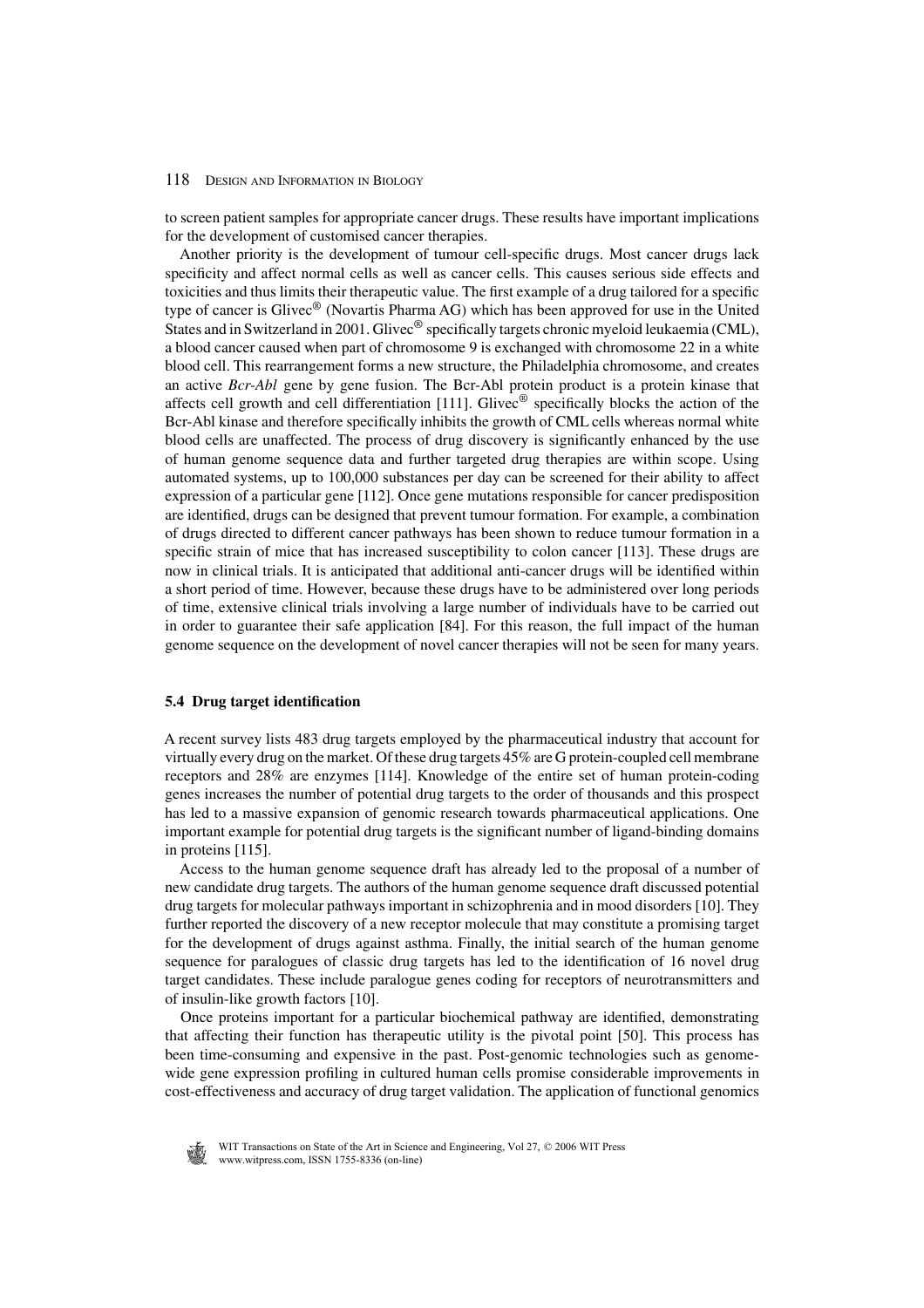to screen patient samples for appropriate cancer drugs. These results have important implications for the development of customised cancer therapies.

Another priority is the development of tumour cell-specific drugs. Most cancer drugs lack specificity and affect normal cells as well as cancer cells. This causes serious side effects and toxicities and thus limits their therapeutic value. The first example of a drug tailored for a specific type of cancer is Glivec® (Novartis Pharma AG) which has been approved for use in the United States and in Switzerland in 2001. Glivec® specifically targets chronic myeloid leukaemia (CML), a blood cancer caused when part of chromosome 9 is exchanged with chromosome 22 in a white blood cell. This rearrangement forms a new structure, the Philadelphia chromosome, and creates an active *Bcr-Abl* gene by gene fusion. The Bcr-Abl protein product is a protein kinase that affects cell growth and cell differentiation [111]. Glivec® specifically blocks the action of the Bcr-Abl kinase and therefore specifically inhibits the growth of CML cells whereas normal white blood cells are unaffected. The process of drug discovery is significantly enhanced by the use of human genome sequence data and further targeted drug therapies are within scope. Using automated systems, up to 100,000 substances per day can be screened for their ability to affect expression of a particular gene [112]. Once gene mutations responsible for cancer predisposition are identified, drugs can be designed that prevent tumour formation. For example, a combination of drugs directed to different cancer pathways has been shown to reduce tumour formation in a specific strain of mice that has increased susceptibility to colon cancer [113]. These drugs are now in clinical trials. It is anticipated that additional anti-cancer drugs will be identified within a short period of time. However, because these drugs have to be administered over long periods of time, extensive clinical trials involving a large number of individuals have to be carried out in order to guarantee their safe application [84]. For this reason, the full impact of the human genome sequence on the development of novel cancer therapies will not be seen for many years.

### 5.4 Drug target identification

A recent survey lists 483 drug targets employed by the pharmaceutical industry that account for virtually every drug on the market. Of these drug targets 45% are G protein-coupled cell membrane receptors and 28% are enzymes [114]. Knowledge of the entire set of human protein-coding genes increases the number of potential drug targets to the order of thousands and this prospect has led to a massive expansion of genomic research towards pharmaceutical applications. One important example for potential drug targets is the significant number of ligand-binding domains in proteins [115].

Access to the human genome sequence draft has already led to the proposal of a number of new candidate drug targets. The authors of the human genome sequence draft discussed potential drug targets for molecular pathways important in schizophrenia and in mood disorders [10]. They further reported the discovery of a new receptor molecule that may constitute a promising target for the development of drugs against asthma. Finally, the initial search of the human genome sequence for paralogues of classic drug targets has led to the identification of 16 novel drug target candidates. These include paralogue genes coding for receptors of neurotransmitters and of insulin-like growth factors [10].

Once proteins important for a particular biochemical pathway are identified, demonstrating that affecting their function has therapeutic utility is the pivotal point [50]. This process has been time-consuming and expensive in the past. Post-genomic technologies such as genome-wide gene expression profiling in cultured human cells promise considerable improvements in cost-effectiveness and accuracy of drug target validation. The application of functional genomics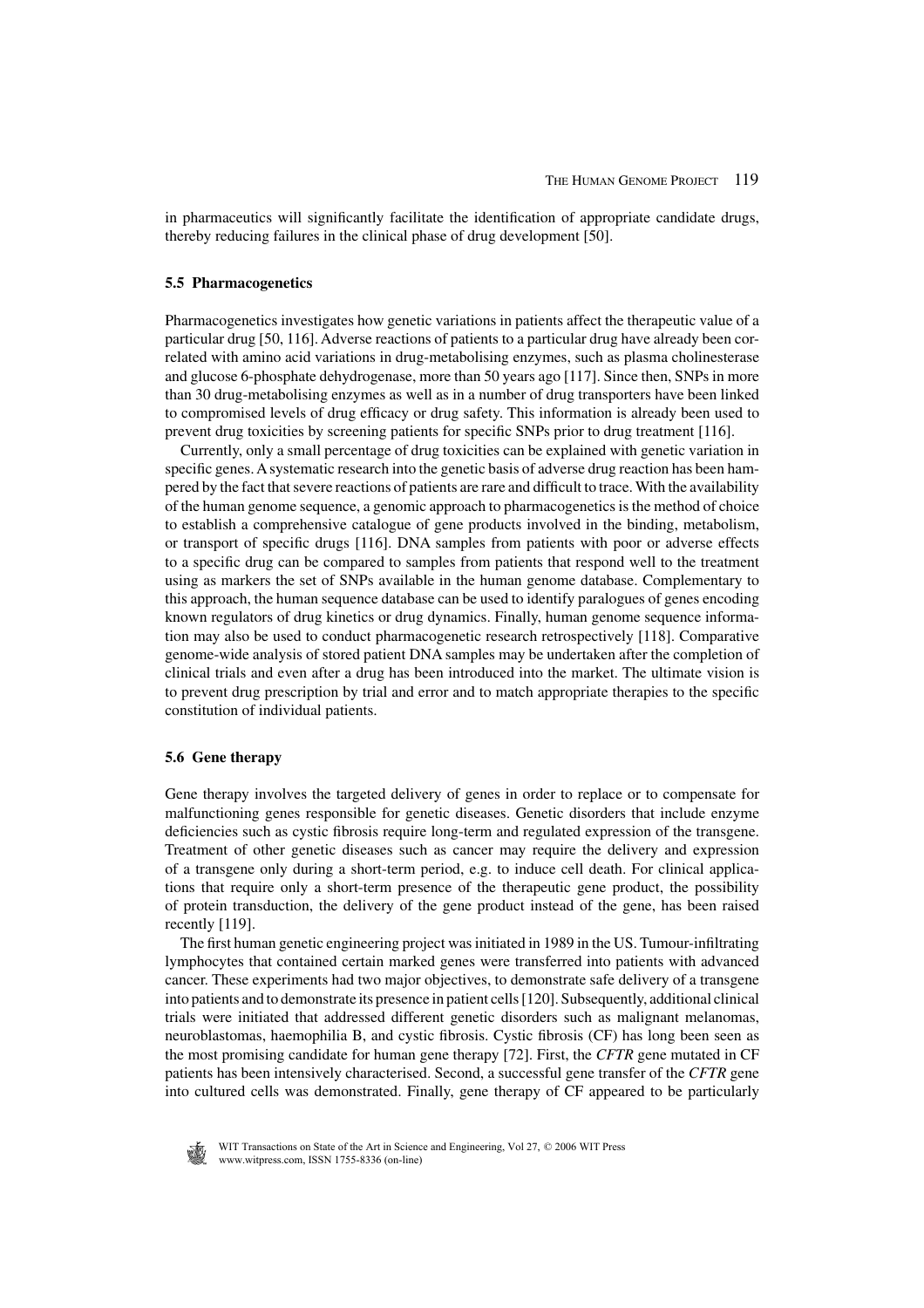in pharmaceutics will significantly facilitate the identification of appropriate candidate drugs, thereby reducing failures in the clinical phase of drug development [50].

### 5.5 Pharmacogenetics

Pharmacogenetics investigates how genetic variations in patients affect the therapeutic value of a particular drug [50, 116]. Adverse reactions of patients to a particular drug have already been correlated with amino acid variations in drug-metabolising enzymes, such as plasma cholinesterase and glucose 6-phosphate dehydrogenase, more than 50 years ago [117]. Since then, SNPs in more than 30 drug-metabolising enzymes as well as in a number of drug transporters have been linked to compromised levels of drug efficacy or drug safety. This information is already been used to prevent drug toxicities by screening patients for specific SNPs prior to drug treatment [116].

Currently, only a small percentage of drug toxicities can be explained with genetic variation in specific genes. A systematic research into the genetic basis of adverse drug reaction has been hampered by the fact that severe reactions of patients are rare and difficult to trace. With the availability of the human genome sequence, a genomic approach to pharmacogenetics is the method of choice to establish a comprehensive catalogue of gene products involved in the binding, metabolism, or transport of specific drugs [116]. DNA samples from patients with poor or adverse effects to a specific drug can be compared to samples from patients that respond well to the treatment using as markers the set of SNPs available in the human genome database. Complementary to this approach, the human sequence database can be used to identify paralogues of genes encoding known regulators of drug kinetics or drug dynamics. Finally, human genome sequence information may also be used to conduct pharmacogenetic research retrospectively [118]. Comparative genome-wide analysis of stored patient DNA samples may be undertaken after the completion of clinical trials and even after a drug has been introduced into the market. The ultimate vision is to prevent drug prescription by trial and error and to match appropriate therapies to the specific constitution of individual patients.

### 5.6 Gene therapy

Gene therapy involves the targeted delivery of genes in order to replace or to compensate for malfunctioning genes responsible for genetic diseases. Genetic disorders that include enzyme deficiencies such as cystic fibrosis require long-term and regulated expression of the transgene. Treatment of other genetic diseases such as cancer may require the delivery and expression of a transgene only during a short-term period, e.g. to induce cell death. For clinical applications that require only a short-term presence of the therapeutic gene product, the possibility of protein transduction, the delivery of the gene product instead of the gene, has been raised recently [119].

The first human genetic engineering project was initiated in 1989 in the US. Tumour-infiltrating lymphocytes that contained certain marked genes were transferred into patients with advanced cancer. These experiments had two major objectives, to demonstrate safe delivery of a transgene into patients and to demonstrate its presence in patient cells [120]. Subsequently, additional clinical trials were initiated that addressed different genetic disorders such as malignant melanomas, neuroblastomas, haemophilia B, and cystic fibrosis. Cystic fibrosis (CF) has long been seen as the most promising candidate for human gene therapy [72]. First, the *CFTR* gene mutated in CF patients has been intensively characterised. Second, a successful gene transfer of the *CFTR* gene into cultured cells was demonstrated. Finally, gene therapy of CF appeared to be particularly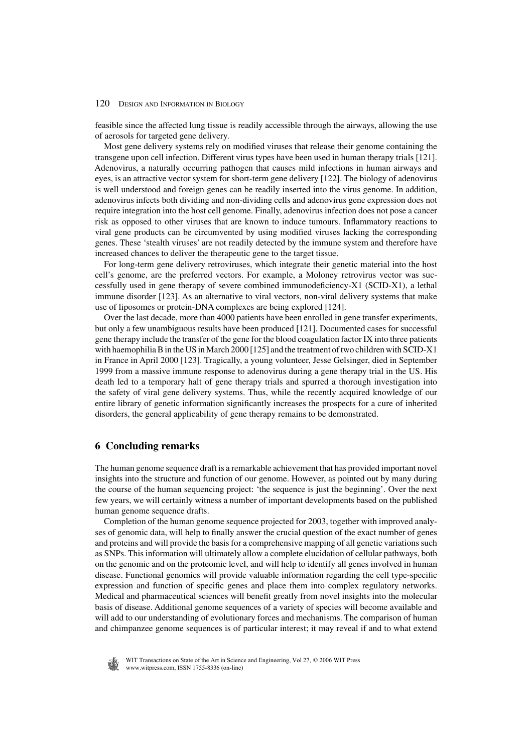feasible since the affected lung tissue is readily accessible through the airways, allowing the use of aerosols for targeted gene delivery.

Most gene delivery systems rely on modified viruses that release their genome containing the transgene upon cell infection. Different virus types have been used in human therapy trials [121]. Adenovirus, a naturally occurring pathogen that causes mild infections in human airways and eyes, is an attractive vector system for short-term gene delivery [122]. The biology of adenovirus is well understood and foreign genes can be readily inserted into the virus genome. In addition, adenovirus infects both dividing and non-dividing cells and adenovirus gene expression does not require integration into the host cell genome. Finally, adenovirus infection does not pose a cancer risk as opposed to other viruses that are known to induce tumours. Inflammatory reactions to viral gene products can be circumvented by using modified viruses lacking the corresponding genes. These 'stealth viruses' are not readily detected by the immune system and therefore have increased chances to deliver the therapeutic gene to the target tissue.

For long-term gene delivery retroviruses, which integrate their genetic material into the host cell's genome, are the preferred vectors. For example, a Moloney retrovirus vector was successfully used in gene therapy of severe combined immunodeficiency-X1 (SCID-X1), a lethal immune disorder [123]. As an alternative to viral vectors, non-viral delivery systems that make use of liposomes or protein-DNA complexes are being explored [124].

Over the last decade, more than 4000 patients have been enrolled in gene transfer experiments, but only a few unambiguous results have been produced [121]. Documented cases for successful gene therapy include the transfer of the gene for the blood coagulation factor IX into three patients with haemophilia B in the US in March 2000 [125] and the treatment of two children with SCID-X1 in France in April 2000 [123]. Tragically, a young volunteer, Jesse Gelsinger, died in September 1999 from a massive immune response to adenovirus during a gene therapy trial in the US. His death led to a temporary halt of gene therapy trials and spurred a thorough investigation into the safety of viral gene delivery systems. Thus, while the recently acquired knowledge of our entire library of genetic information significantly increases the prospects for a cure of inherited disorders, the general applicability of gene therapy remains to be demonstrated.

## 6 Concluding remarks

The human genome sequence draft is a remarkable achievement that has provided important novel insights into the structure and function of our genome. However, as pointed out by many during the course of the human sequencing project: 'the sequence is just the beginning'. Over the next few years, we will certainly witness a number of important developments based on the published human genome sequence drafts.

Completion of the human genome sequence projected for 2003, together with improved analyses of genomic data, will help to finally answer the crucial question of the exact number of genes and proteins and will provide the basis for a comprehensive mapping of all genetic variations such as SNPs. This information will ultimately allow a complete elucidation of cellular pathways, both on the genomic and on the proteomic level, and will help to identify all genes involved in human disease. Functional genomics will provide valuable information regarding the cell type-specific expression and function of specific genes and place them into complex regulatory networks. Medical and pharmaceutical sciences will benefit greatly from novel insights into the molecular basis of disease. Additional genome sequences of a variety of species will become available and will add to our understanding of evolutionary forces and mechanisms. The comparison of human and chimpanzee genome sequences is of particular interest; it may reveal if and to what extend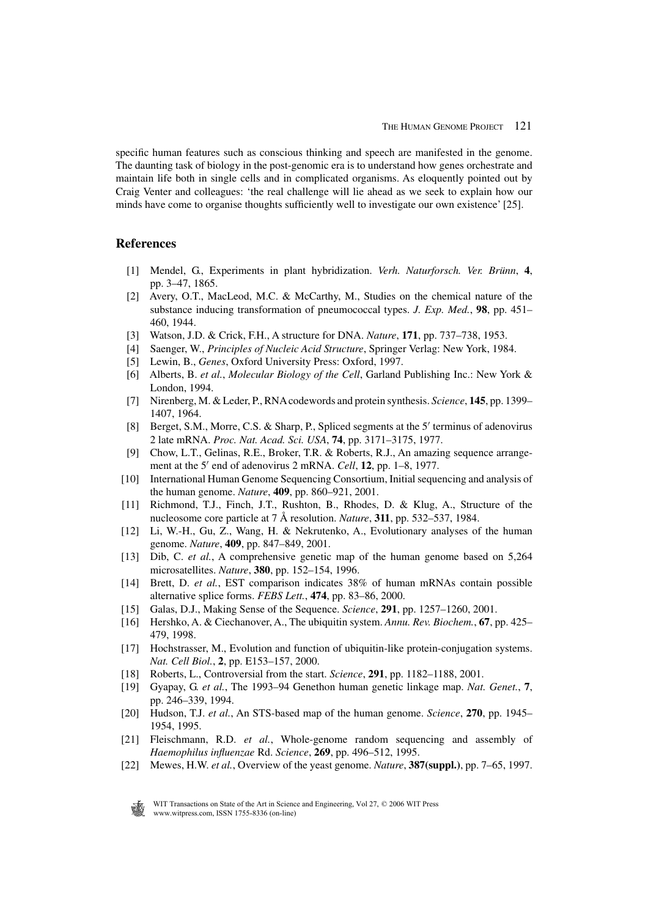specific human features such as conscious thinking and speech are manifested in the genome. The daunting task of biology in the post-genomic era is to understand how genes orchestrate and maintain life both in single cells and in complicated organisms. As eloquently pointed out by Craig Venter and colleagues: 'the real challenge will lie ahead as we seek to explain how our minds have come to organise thoughts sufficiently well to investigate our own existence' [25].

## References

[1] Mendel, G., Experiments in plant hybridization. *Verh. Naturforsch. Ver. Brünn*, **4**, pp. 3–47, 1865.

[2] Avery, O.T., MacLeod, M.C. & McCarthy, M., Studies on the chemical nature of the substance inducing transformation of pneumococcal types. *J. Exp. Med.*, **98**, pp. 451–460, 1944.

[3] Watson, J.D. & Crick, F.H., A structure for DNA. *Nature*, **171**, pp. 737–738, 1953.

[4] Saenger, W., *Principles of Nucleic Acid Structure*, Springer Verlag: New York, 1984.

[5] Lewin, B., *Genes*, Oxford University Press: Oxford, 1997.

[6] Alberts, B. *et al.*, *Molecular Biology of the Cell*, Garland Publishing Inc.: New York & London, 1994.

[7] Nirenberg, M. & Leder, P., RNA codewords and protein synthesis. *Science*, **145**, pp. 1399–1407, 1964.

[8] Berget, S.M., Morre, C.S. & Sharp, P., Spliced segments at the 5′ terminus of adenovirus 2 late mRNA. *Proc. Nat. Acad. Sci. USA*, **74**, pp. 3171–3175, 1977.

[9] Chow, L.T., Gelinas, R.E., Broker, T.R. & Roberts, R.J., An amazing sequence arrangement at the 5′ end of adenovirus 2 mRNA. *Cell*, **12**, pp. 1–8, 1977.

[10] International Human Genome Sequencing Consortium, Initial sequencing and analysis of the human genome. *Nature*, **409**, pp. 860–921, 2001.

[11] Richmond, T.J., Finch, J.T., Rushton, B., Rhodes, D. & Klug, A., Structure of the nucleosome core particle at 7 Å resolution. *Nature*, **311**, pp. 532–537, 1984.

[12] Li, W.-H., Gu, Z., Wang, H. & Nekrutenko, A., Evolutionary analyses of the human genome. *Nature*, **409**, pp. 847–849, 2001.

[13] Dib, C. *et al.*, A comprehensive genetic map of the human genome based on 5,264 microsatellites. *Nature*, **380**, pp. 152–154, 1996.

[14] Brett, D. *et al.*, EST comparison indicates 38% of human mRNAs contain possible alternative splice forms. *FEBS Lett.*, **474**, pp. 83–86, 2000.

[15] Galas, D.J., Making Sense of the Sequence. *Science*, **291**, pp. 1257–1260, 2001.

[16] Hershko, A. & Ciechanover, A., The ubiquitin system. *Annu. Rev. Biochem.*, **67**, pp. 425–479, 1998.

[17] Hochstrasser, M., Evolution and function of ubiquitin-like protein-conjugation systems. *Nat. Cell Biol.*, **2**, pp. E153–157, 2000.

[18] Roberts, L., Controversial from the start. *Science*, **291**, pp. 1182–1188, 2001.

[19] Gyapay, G. *et al.*, The 1993–94 Genethon human genetic linkage map. *Nat. Genet.*, **7**, pp. 246–339, 1994.

[20] Hudson, T.J. *et al.*, An STS-based map of the human genome. *Science*, **270**, pp. 1945–1954, 1995.

[21] Fleischmann, R.D. *et al.*, Whole-genome random sequencing and assembly of *Haemophilus influenzae* Rd. *Science*, **269**, pp. 496–512, 1995.

[22] Mewes, H.W. *et al.*, Overview of the yeast genome. *Nature*, **387(suppl.)**, pp. 7–65, 1997.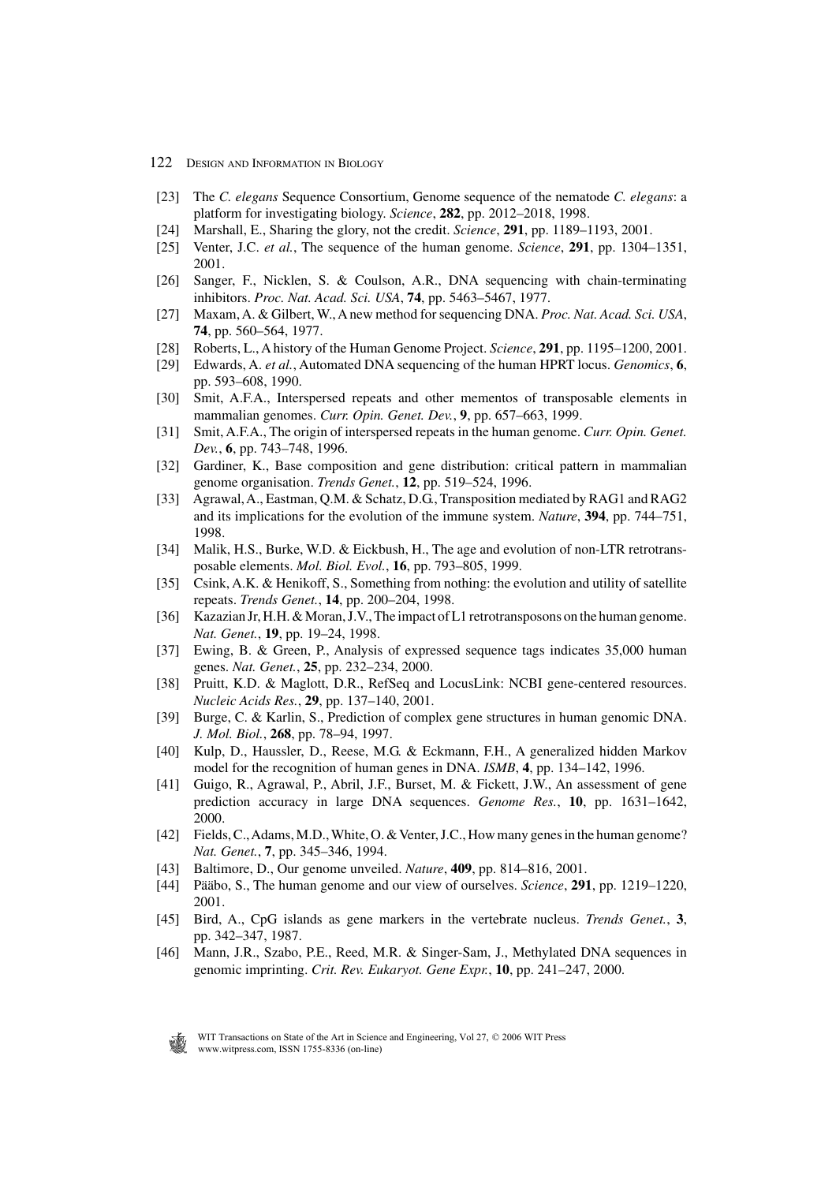[23] The *C. elegans* Sequence Consortium, Genome sequence of the nematode *C. elegans*: a platform for investigating biology. *Science*, **282**, pp. 2012–2018, 1998.

[24] Marshall, E., Sharing the glory, not the credit. *Science*, **291**, pp. 1189–1193, 2001.

[25] Venter, J.C. *et al.*, The sequence of the human genome. *Science*, **291**, pp. 1304–1351, 2001.

[26] Sanger, F., Nicklen, S. & Coulson, A.R., DNA sequencing with chain-terminating inhibitors. *Proc. Nat. Acad. Sci. USA*, **74**, pp. 5463–5467, 1977.

[27] Maxam, A. & Gilbert, W., A new method for sequencing DNA. *Proc. Nat. Acad. Sci. USA*, **74**, pp. 560–564, 1977.

[28] Roberts, L., A history of the Human Genome Project. *Science*, **291**, pp. 1195–1200, 2001.

[29] Edwards, A. *et al.*, Automated DNA sequencing of the human HPRT locus. *Genomics*, **6**, pp. 593–608, 1990.

[30] Smit, A.F.A., Interspersed repeats and other mementos of transposable elements in mammalian genomes. *Curr. Opin. Genet. Dev.*, **9**, pp. 657–663, 1999.

[31] Smit, A.F.A., The origin of interspersed repeats in the human genome. *Curr. Opin. Genet. Dev.*, **6**, pp. 743–748, 1996.

[32] Gardiner, K., Base composition and gene distribution: critical pattern in mammalian genome organisation. *Trends Genet.*, **12**, pp. 519–524, 1996.

[33] Agrawal, A., Eastman, Q.M. & Schatz, D.G., Transposition mediated by RAG1 and RAG2 and its implications for the evolution of the immune system. *Nature*, **394**, pp. 744–751, 1998.

[34] Malik, H.S., Burke, W.D. & Eickbush, H., The age and evolution of non-LTR retrotransposable elements. *Mol. Biol. Evol.*, **16**, pp. 793–805, 1999.

[35] Csink, A.K. & Henikoff, S., Something from nothing: the evolution and utility of satellite repeats. *Trends Genet.*, **14**, pp. 200–204, 1998.

[36] Kazazian Jr, H.H. & Moran, J.V., The impact of L1 retrotransposons on the human genome. *Nat. Genet.*, **19**, pp. 19–24, 1998.

[37] Ewing, B. & Green, P., Analysis of expressed sequence tags indicates 35,000 human genes. *Nat. Genet.*, **25**, pp. 232–234, 2000.

[38] Pruitt, K.D. & Maglott, D.R., RefSeq and LocusLink: NCBI gene-centered resources. *Nucleic Acids Res.*, **29**, pp. 137–140, 2001.

[39] Burge, C. & Karlin, S., Prediction of complex gene structures in human genomic DNA. *J. Mol. Biol.*, **268**, pp. 78–94, 1997.

[40] Kulp, D., Haussler, D., Reese, M.G. & Eckmann, F.H., A generalized hidden Markov model for the recognition of human genes in DNA. *ISMB*, **4**, pp. 134–142, 1996.

[41] Guigo, R., Agrawal, P., Abril, J.F., Burset, M. & Fickett, J.W., An assessment of gene prediction accuracy in large DNA sequences. *Genome Res.*, **10**, pp. 1631–1642, 2000.

[42] Fields, C., Adams, M.D., White, O. & Venter, J.C., How many genes in the human genome? *Nat. Genet.*, **7**, pp. 345–346, 1994.

[43] Baltimore, D., Our genome unveiled. *Nature*, **409**, pp. 814–816, 2001.

[44] Pääbo, S., The human genome and our view of ourselves. *Science*, **291**, pp. 1219–1220, 2001.

[45] Bird, A., CpG islands as gene markers in the vertebrate nucleus. *Trends Genet.*, **3**, pp. 342–347, 1987.

[46] Mann, J.R., Szabo, P.E., Reed, M.R. & Singer-Sam, J., Methylated DNA sequences in genomic imprinting. *Crit. Rev. Eukaryot. Gene Expr.*, **10**, pp. 241–247, 2000.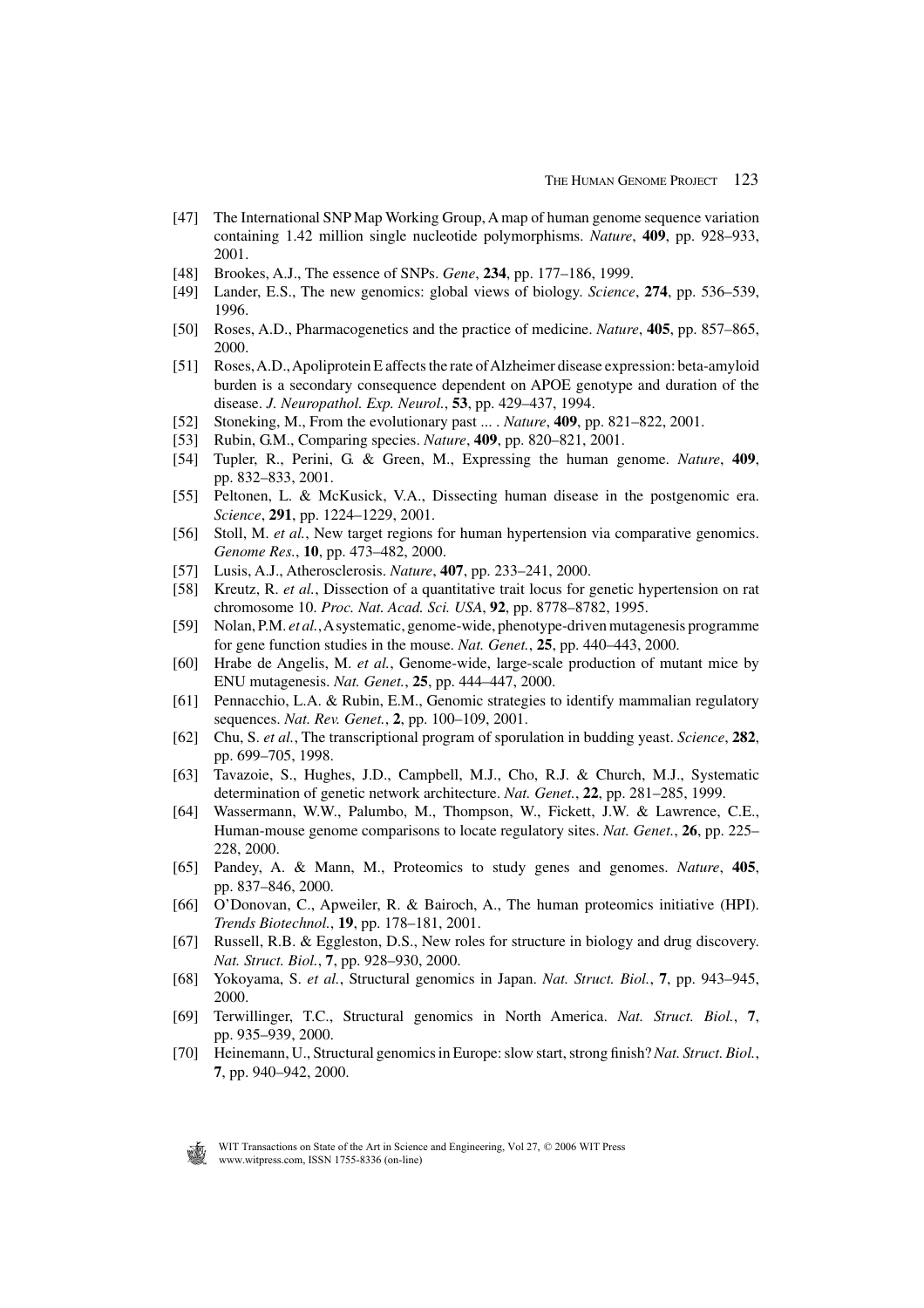[47] The International SNP Map Working Group, A map of human genome sequence variation containing 1.42 million single nucleotide polymorphisms. *Nature*, **409**, pp. 928–933, 2001.

[48] Brookes, A.J., The essence of SNPs. *Gene*, **234**, pp. 177–186, 1999.

[49] Lander, E.S., The new genomics: global views of biology. *Science*, **274**, pp. 536–539, 1996.

[50] Roses, A.D., Pharmacogenetics and the practice of medicine. *Nature*, **405**, pp. 857–865, 2000.

[51] Roses, A.D., Apoliprotein E affects the rate of Alzheimer disease expression: beta-amyloid burden is a secondary consequence dependent on APOE genotype and duration of the disease. *J. Neuropathol. Exp. Neurol.*, **53**, pp. 429–437, 1994.

[52] Stoneking, M., From the evolutionary past ... . *Nature*, **409**, pp. 821–822, 2001.

[53] Rubin, G.M., Comparing species. *Nature*, **409**, pp. 820–821, 2001.

[54] Tupler, R., Perini, G. & Green, M., Expressing the human genome. *Nature*, **409**, pp. 832–833, 2001.

[55] Peltonen, L. & McKusick, V.A., Dissecting human disease in the postgenomic era. *Science*, **291**, pp. 1224–1229, 2001.

[56] Stoll, M. *et al.*, New target regions for human hypertension via comparative genomics. *Genome Res.*, **10**, pp. 473–482, 2000.

[57] Lusis, A.J., Atherosclerosis. *Nature*, **407**, pp. 233–241, 2000.

[58] Kreutz, R. *et al.*, Dissection of a quantitative trait locus for genetic hypertension on rat chromosome 10. *Proc. Nat. Acad. Sci. USA*, **92**, pp. 8778–8782, 1995.

[59] Nolan, P.M. *et al.*, A systematic, genome-wide, phenotype-driven mutagenesis programme for gene function studies in the mouse. *Nat. Genet.*, **25**, pp. 440–443, 2000.

[60] Hrabe de Angelis, M. *et al.*, Genome-wide, large-scale production of mutant mice by ENU mutagenesis. *Nat. Genet.*, **25**, pp. 444–447, 2000.

[61] Pennacchio, L.A. & Rubin, E.M., Genomic strategies to identify mammalian regulatory sequences. *Nat. Rev. Genet.*, **2**, pp. 100–109, 2001.

[62] Chu, S. *et al.*, The transcriptional program of sporulation in budding yeast. *Science*, **282**, pp. 699–705, 1998.

[63] Tavazoie, S., Hughes, J.D., Campbell, M.J., Cho, R.J. & Church, M.J., Systematic determination of genetic network architecture. *Nat. Genet.*, **22**, pp. 281–285, 1999.

[64] Wassermann, W.W., Palumbo, M., Thompson, W., Fickett, J.W. & Lawrence, C.E., Human-mouse genome comparisons to locate regulatory sites. *Nat. Genet.*, **26**, pp. 225–228, 2000.

[65] Pandey, A. & Mann, M., Proteomics to study genes and genomes. *Nature*, **405**, pp. 837–846, 2000.

[66] O'Donovan, C., Apweiler, R. & Bairoch, A., The human proteomics initiative (HPI). *Trends Biotechnol.*, **19**, pp. 178–181, 2001.

[67] Russell, R.B. & Eggleston, D.S., New roles for structure in biology and drug discovery. *Nat. Struct. Biol.*, **7**, pp. 928–930, 2000.

[68] Yokoyama, S. *et al.*, Structural genomics in Japan. *Nat. Struct. Biol.*, **7**, pp. 943–945, 2000.

[69] Terwillinger, T.C., Structural genomics in North America. *Nat. Struct. Biol.*, **7**, pp. 935–939, 2000.

[70] Heinemann, U., Structural genomics in Europe: slow start, strong finish? *Nat. Struct. Biol.*, **7**, pp. 940–942, 2000.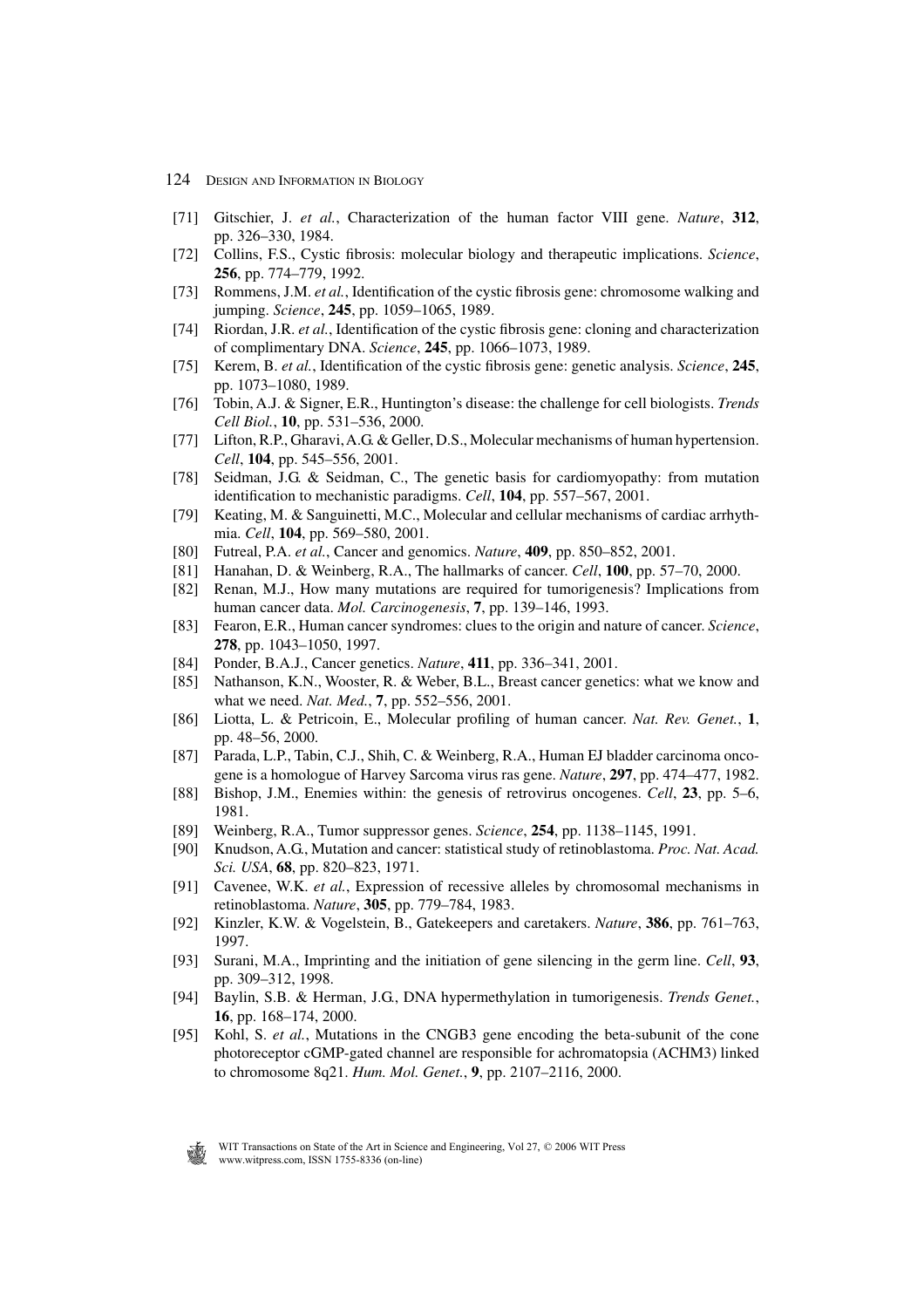[71] Gitschier, J. *et al.*, Characterization of the human factor VIII gene. *Nature*, **312**, pp. 326–330, 1984.

[72] Collins, F.S., Cystic fibrosis: molecular biology and therapeutic implications. *Science*, **256**, pp. 774–779, 1992.

[73] Rommens, J.M. *et al.*, Identification of the cystic fibrosis gene: chromosome walking and jumping. *Science*, **245**, pp. 1059–1065, 1989.

[74] Riordan, J.R. *et al.*, Identification of the cystic fibrosis gene: cloning and characterization of complimentary DNA. *Science*, **245**, pp. 1066–1073, 1989.

[75] Kerem, B. *et al.*, Identification of the cystic fibrosis gene: genetic analysis. *Science*, **245**, pp. 1073–1080, 1989.

[76] Tobin, A.J. & Signer, E.R., Huntington's disease: the challenge for cell biologists. *Trends Cell Biol.*, **10**, pp. 531–536, 2000.

[77] Lifton, R.P., Gharavi, A.G. & Geller, D.S., Molecular mechanisms of human hypertension. *Cell*, **104**, pp. 545–556, 2001.

[78] Seidman, J.G. & Seidman, C., The genetic basis for cardiomyopathy: from mutation identification to mechanistic paradigms. *Cell*, **104**, pp. 557–567, 2001.

[79] Keating, M. & Sanguinetti, M.C., Molecular and cellular mechanisms of cardiac arrhythmia. *Cell*, **104**, pp. 569–580, 2001.

[80] Futreal, P.A. *et al.*, Cancer and genomics. *Nature*, **409**, pp. 850–852, 2001.

[81] Hanahan, D. & Weinberg, R.A., The hallmarks of cancer. *Cell*, **100**, pp. 57–70, 2000.

[82] Renan, M.J., How many mutations are required for tumorigenesis? Implications from human cancer data. *Mol. Carcinogenesis*, **7**, pp. 139–146, 1993.

[83] Fearon, E.R., Human cancer syndromes: clues to the origin and nature of cancer. *Science*, **278**, pp. 1043–1050, 1997.

[84] Ponder, B.A.J., Cancer genetics. *Nature*, **411**, pp. 336–341, 2001.

[85] Nathanson, K.N., Wooster, R. & Weber, B.L., Breast cancer genetics: what we know and what we need. *Nat. Med.*, **7**, pp. 552–556, 2001.

[86] Liotta, L. & Petricoin, E., Molecular profiling of human cancer. *Nat. Rev. Genet.*, **1**, pp. 48–56, 2000.

[87] Parada, L.P., Tabin, C.J., Shih, C. & Weinberg, R.A., Human EJ bladder carcinoma oncogene is a homologue of Harvey Sarcoma virus ras gene. *Nature*, **297**, pp. 474–477, 1982.

[88] Bishop, J.M., Enemies within: the genesis of retrovirus oncogenes. *Cell*, **23**, pp. 5–6, 1981.

[89] Weinberg, R.A., Tumor suppressor genes. *Science*, **254**, pp. 1138–1145, 1991.

[90] Knudson, A.G., Mutation and cancer: statistical study of retinoblastoma. *Proc. Nat. Acad. Sci. USA*, **68**, pp. 820–823, 1971.

[91] Cavenee, W.K. *et al.*, Expression of recessive alleles by chromosomal mechanisms in retinoblastoma. *Nature*, **305**, pp. 779–784, 1983.

[92] Kinzler, K.W. & Vogelstein, B., Gatekeepers and caretakers. *Nature*, **386**, pp. 761–763, 1997.

[93] Surani, M.A., Imprinting and the initiation of gene silencing in the germ line. *Cell*, **93**, pp. 309–312, 1998.

[94] Baylin, S.B. & Herman, J.G., DNA hypermethylation in tumorigenesis. *Trends Genet.*, **16**, pp. 168–174, 2000.

[95] Kohl, S. *et al.*, Mutations in the CNGB3 gene encoding the beta-subunit of the cone photoreceptor cGMP-gated channel are responsible for achromatopsia (ACHM3) linked to chromosome 8q21. *Hum. Mol. Genet.*, **9**, pp. 2107–2116, 2000.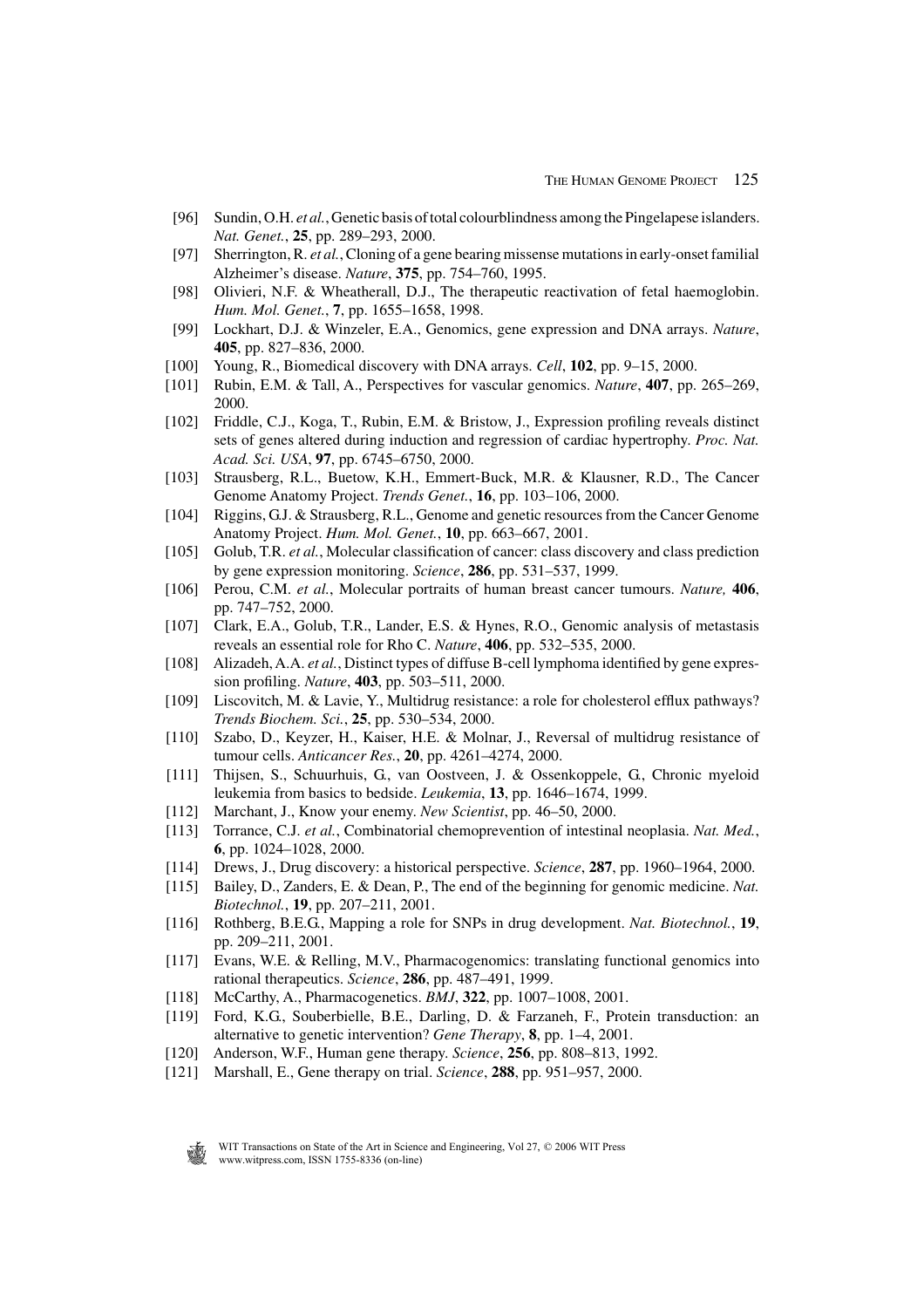[96] Sundin, O.H. *et al.*, Genetic basis of total colourblindness among the Pingelapese islanders. *Nat. Genet.*, **25**, pp. 289–293, 2000.

[97] Sherrington, R. *et al.*, Cloning of a gene bearing missense mutations in early-onset familial Alzheimer's disease. *Nature*, **375**, pp. 754–760, 1995.

[98] Olivieri, N.F. & Wheatherall, D.J., The therapeutic reactivation of fetal haemoglobin. *Hum. Mol. Genet.*, **7**, pp. 1655–1658, 1998.

[99] Lockhart, D.J. & Winzeler, E.A., Genomics, gene expression and DNA arrays. *Nature*, **405**, pp. 827–836, 2000.

[100] Young, R., Biomedical discovery with DNA arrays. *Cell*, **102**, pp. 9–15, 2000.

[101] Rubin, E.M. & Tall, A., Perspectives for vascular genomics. *Nature*, **407**, pp. 265–269, 2000.

[102] Friddle, C.J., Koga, T., Rubin, E.M. & Bristow, J., Expression profiling reveals distinct sets of genes altered during induction and regression of cardiac hypertrophy. *Proc. Nat. Acad. Sci. USA*, **97**, pp. 6745–6750, 2000.

[103] Strausberg, R.L., Buetow, K.H., Emmert-Buck, M.R. & Klausner, R.D., The Cancer Genome Anatomy Project. *Trends Genet.*, **16**, pp. 103–106, 2000.

[104] Riggins, G.J. & Strausberg, R.L., Genome and genetic resources from the Cancer Genome Anatomy Project. *Hum. Mol. Genet.*, **10**, pp. 663–667, 2001.

[105] Golub, T.R. *et al.*, Molecular classification of cancer: class discovery and class prediction by gene expression monitoring. *Science*, **286**, pp. 531–537, 1999.

[106] Perou, C.M. *et al.*, Molecular portraits of human breast cancer tumours. *Nature,* **406**, pp. 747–752, 2000.

[107] Clark, E.A., Golub, T.R., Lander, E.S. & Hynes, R.O., Genomic analysis of metastasis reveals an essential role for Rho C. *Nature*, **406**, pp. 532–535, 2000.

[108] Alizadeh, A.A. *et al.*, Distinct types of diffuse B-cell lymphoma identified by gene expression profiling. *Nature*, **403**, pp. 503–511, 2000.

[109] Liscovitch, M. & Lavie, Y., Multidrug resistance: a role for cholesterol efflux pathways? *Trends Biochem. Sci.*, **25**, pp. 530–534, 2000.

[110] Szabo, D., Keyzer, H., Kaiser, H.E. & Molnar, J., Reversal of multidrug resistance of tumour cells. *Anticancer Res.*, **20**, pp. 4261–4274, 2000.

[111] Thijsen, S., Schuurhuis, G., van Oostveen, J. & Ossenkoppele, G., Chronic myeloid leukemia from basics to bedside. *Leukemia*, **13**, pp. 1646–1674, 1999.

[112] Marchant, J., Know your enemy. *New Scientist*, pp. 46–50, 2000.

[113] Torrance, C.J. *et al.*, Combinatorial chemoprevention of intestinal neoplasia. *Nat. Med.*, **6**, pp. 1024–1028, 2000.

[114] Drews, J., Drug discovery: a historical perspective. *Science*, **287**, pp. 1960–1964, 2000.

[115] Bailey, D., Zanders, E. & Dean, P., The end of the beginning for genomic medicine. *Nat. Biotechnol.*, **19**, pp. 207–211, 2001.

[116] Rothberg, B.E.G., Mapping a role for SNPs in drug development. *Nat. Biotechnol.*, **19**, pp. 209–211, 2001.

[117] Evans, W.E. & Relling, M.V., Pharmacogenomics: translating functional genomics into rational therapeutics. *Science*, **286**, pp. 487–491, 1999.

[118] McCarthy, A., Pharmacogenetics. *BMJ*, **322**, pp. 1007–1008, 2001.

[119] Ford, K.G., Souberbielle, B.E., Darling, D. & Farzaneh, F., Protein transduction: an alternative to genetic intervention? *Gene Therapy*, **8**, pp. 1–4, 2001.

[120] Anderson, W.F., Human gene therapy. *Science*, **256**, pp. 808–813, 1992.

[121] Marshall, E., Gene therapy on trial. *Science*, **288**, pp. 951–957, 2000.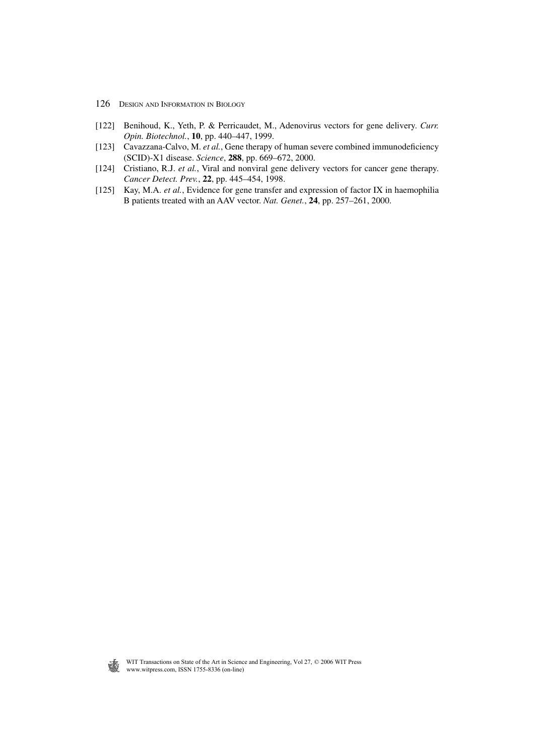[122] Benihoud, K., Yeth, P. & Perricaudet, M., Adenovirus vectors for gene delivery. *Curr. Opin. Biotechnol.*, **10**, pp. 440–447, 1999.

[123] Cavazzana-Calvo, M. *et al.*, Gene therapy of human severe combined immunodeficiency (SCID)-X1 disease. *Science*, **288**, pp. 669–672, 2000.

[124] Cristiano, R.J. *et al.*, Viral and nonviral gene delivery vectors for cancer gene therapy. *Cancer Detect. Prev.*, **22**, pp. 445–454, 1998.

[125] Kay, M.A. *et al.*, Evidence for gene transfer and expression of factor IX in haemophilia B patients treated with an AAV vector. *Nat. Genet.*, **24**, pp. 257–261, 2000.